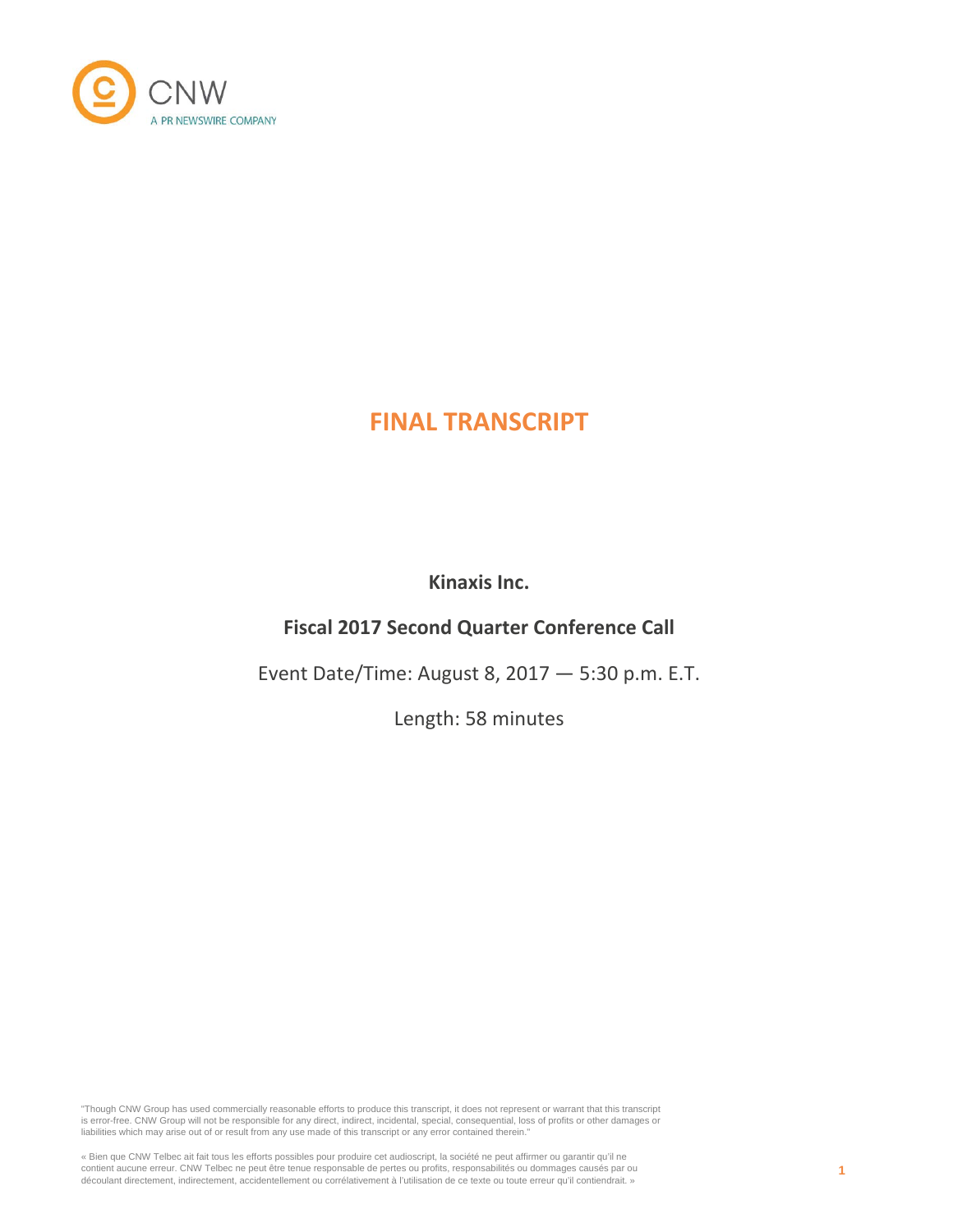CNW

A PR NEWSWIRE COMPANY

# FINAL TRANSCRIPT

**Kinaxis Inc.**

**Fiscal 2017 Second Quarter Conference Call**

Event Date/Time: August 8, 2017 — 5:30 p.m. E.T.

Length: 58 minutes

"Though CNW Group has used commercially reasonable efforts to produce this transcript, it does not represent or warrant that this transcript is error-free. CNW Group will not be responsible for any direct, indirect, incidental, special, consequential, loss of profits or other damages or liabilities which may arise out of or result from any use made of this transcript or any error contained therein."

« Bien que CNW Telbec ait fait tous les efforts possibles pour produire cet audioscript, la société ne peut affirmer ou garantir qu'il ne contient aucune erreur. CNW Telbec ne peut être tenue responsable de pertes ou profits, responsabilités ou dommages causés par ou découlant directement, indirectement, accidentellement ou corrélativement à l'utilisation de ce texte ou toute erreur qu'il contiendrait. »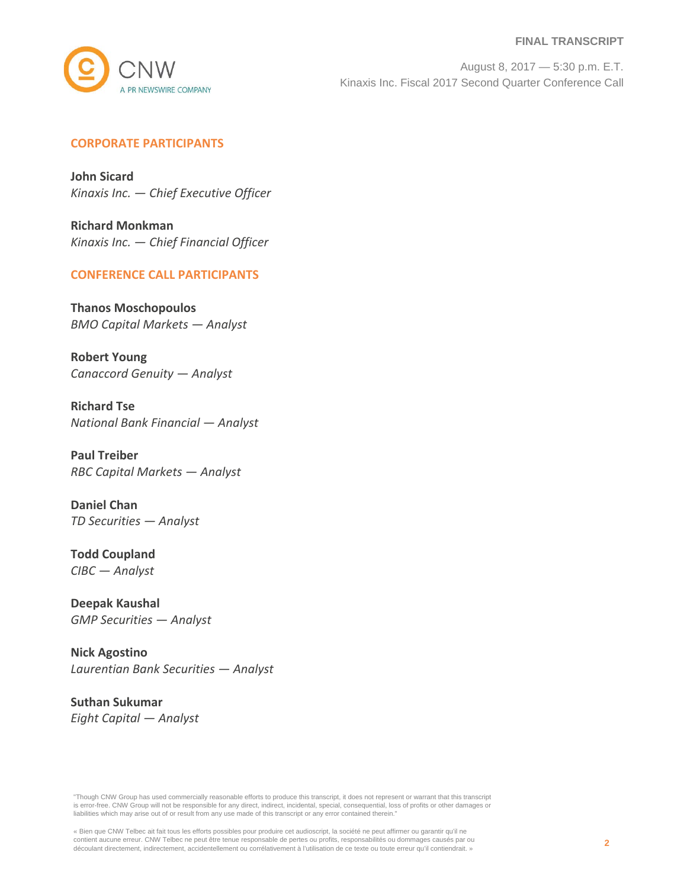## CORPORATE PARTICIPANTS

**John Sicard**
*Kinaxis Inc. — Chief Executive Officer*

**Richard Monkman**
*Kinaxis Inc. — Chief Financial Officer*

## CONFERENCE CALL PARTICIPANTS

**Thanos Moschopoulos**
*BMO Capital Markets — Analyst*

**Robert Young**
*Canaccord Genuity — Analyst*

**Richard Tse**
*National Bank Financial — Analyst*

**Paul Treiber**
*RBC Capital Markets — Analyst*

**Daniel Chan**
*TD Securities — Analyst*

**Todd Coupland**
*CIBC — Analyst*

**Deepak Kaushal**
*GMP Securities — Analyst*

**Nick Agostino**
*Laurentian Bank Securities — Analyst*

**Suthan Sukumar**
*Eight Capital — Analyst*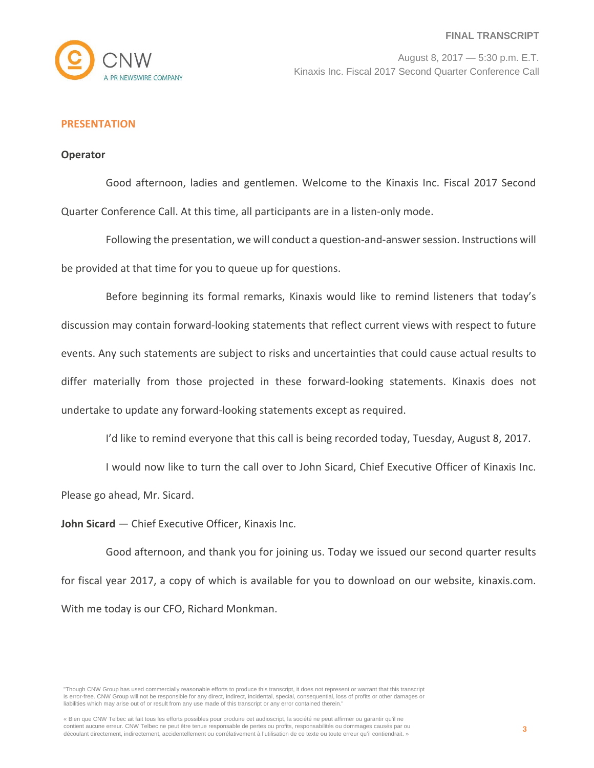## PRESENTATION

**Operator**

Good afternoon, ladies and gentlemen. Welcome to the Kinaxis Inc. Fiscal 2017 Second Quarter Conference Call. At this time, all participants are in a listen-only mode.

Following the presentation, we will conduct a question-and-answer session. Instructions will be provided at that time for you to queue up for questions.

Before beginning its formal remarks, Kinaxis would like to remind listeners that today's discussion may contain forward-looking statements that reflect current views with respect to future events. Any such statements are subject to risks and uncertainties that could cause actual results to differ materially from those projected in these forward-looking statements. Kinaxis does not undertake to update any forward-looking statements except as required.

I'd like to remind everyone that this call is being recorded today, Tuesday, August 8, 2017.

I would now like to turn the call over to John Sicard, Chief Executive Officer of Kinaxis Inc. Please go ahead, Mr. Sicard.

**John Sicard** — Chief Executive Officer, Kinaxis Inc.

Good afternoon, and thank you for joining us. Today we issued our second quarter results for fiscal year 2017, a copy of which is available for you to download on our website, kinaxis.com. With me today is our CFO, Richard Monkman.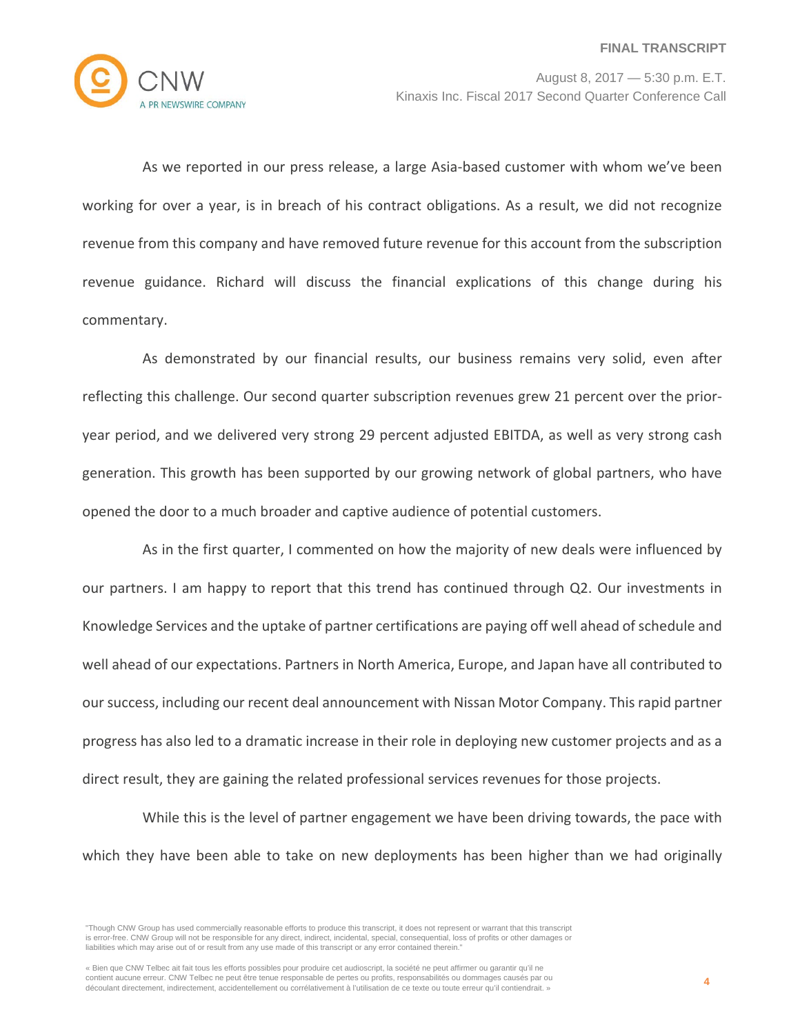As we reported in our press release, a large Asia-based customer with whom we've been working for over a year, is in breach of his contract obligations. As a result, we did not recognize revenue from this company and have removed future revenue for this account from the subscription revenue guidance. Richard will discuss the financial explications of this change during his commentary.

As demonstrated by our financial results, our business remains very solid, even after reflecting this challenge. Our second quarter subscription revenues grew 21 percent over the prior-year period, and we delivered very strong 29 percent adjusted EBITDA, as well as very strong cash generation. This growth has been supported by our growing network of global partners, who have opened the door to a much broader and captive audience of potential customers.

As in the first quarter, I commented on how the majority of new deals were influenced by our partners. I am happy to report that this trend has continued through Q2. Our investments in Knowledge Services and the uptake of partner certifications are paying off well ahead of schedule and well ahead of our expectations. Partners in North America, Europe, and Japan have all contributed to our success, including our recent deal announcement with Nissan Motor Company. This rapid partner progress has also led to a dramatic increase in their role in deploying new customer projects and as a direct result, they are gaining the related professional services revenues for those projects.

While this is the level of partner engagement we have been driving towards, the pace with which they have been able to take on new deployments has been higher than we had originally

"Though CNW Group has used commercially reasonable efforts to produce this transcript, it does not represent or warrant that this transcript is error-free. CNW Group will not be responsible for any direct, indirect, incidental, special, consequential, loss of profits or other damages or liabilities which may arise out of or result from any use made of this transcript or any error contained therein."

« Bien que CNW Telbec ait fait tous les efforts possibles pour produire cet audioscript, la société ne peut affirmer ou garantir qu'il ne contient aucune erreur. CNW Telbec ne peut être tenue responsable de pertes ou profits, responsabilités ou dommages causés par ou découlant directement, indirectement, accidentellement ou corrélativement à l'utilisation de ce texte ou toute erreur qu'il contiendrait. »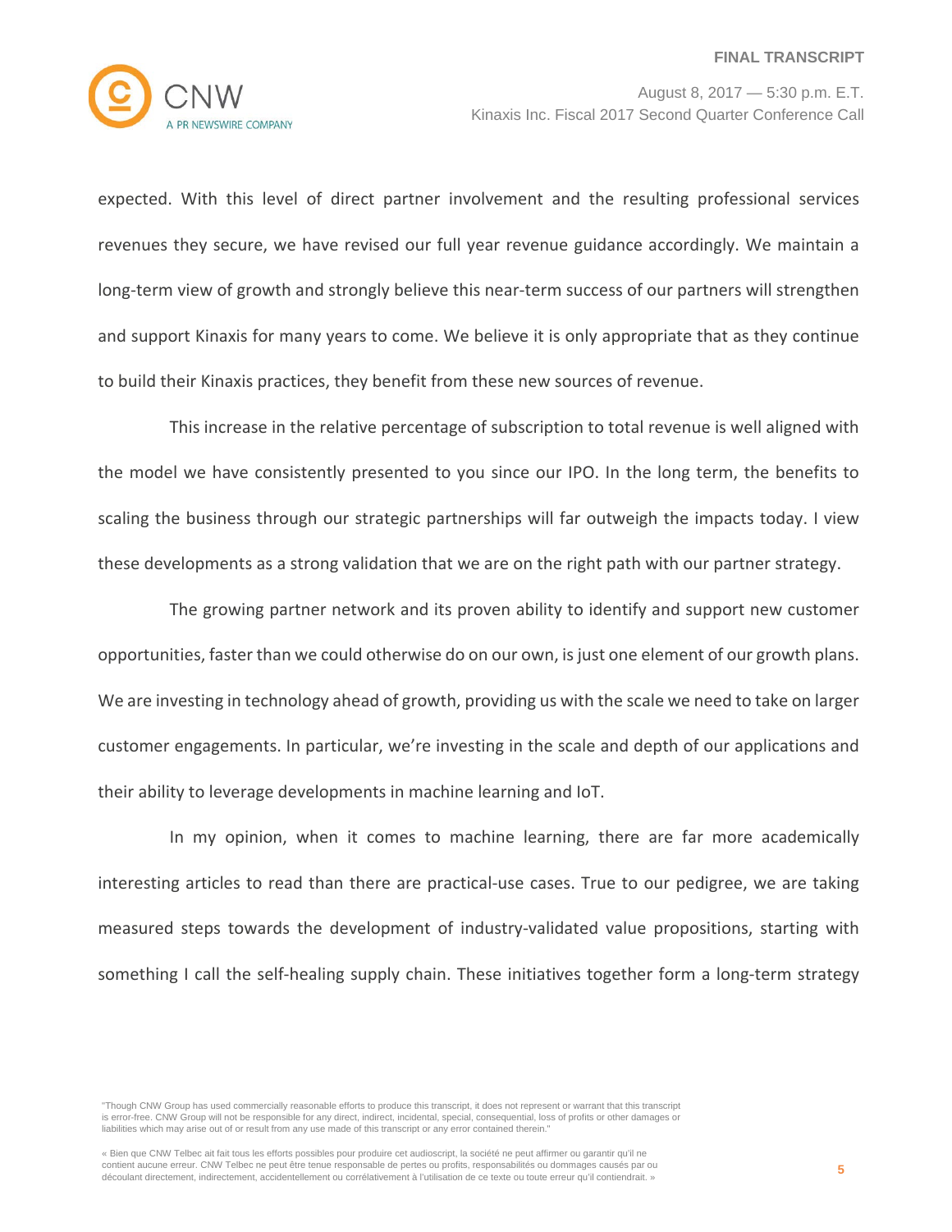expected. With this level of direct partner involvement and the resulting professional services revenues they secure, we have revised our full year revenue guidance accordingly. We maintain a long-term view of growth and strongly believe this near-term success of our partners will strengthen and support Kinaxis for many years to come. We believe it is only appropriate that as they continue to build their Kinaxis practices, they benefit from these new sources of revenue.

This increase in the relative percentage of subscription to total revenue is well aligned with the model we have consistently presented to you since our IPO. In the long term, the benefits to scaling the business through our strategic partnerships will far outweigh the impacts today. I view these developments as a strong validation that we are on the right path with our partner strategy.

The growing partner network and its proven ability to identify and support new customer opportunities, faster than we could otherwise do on our own, is just one element of our growth plans. We are investing in technology ahead of growth, providing us with the scale we need to take on larger customer engagements. In particular, we're investing in the scale and depth of our applications and their ability to leverage developments in machine learning and IoT.

In my opinion, when it comes to machine learning, there are far more academically interesting articles to read than there are practical-use cases. True to our pedigree, we are taking measured steps towards the development of industry-validated value propositions, starting with something I call the self-healing supply chain. These initiatives together form a long-term strategy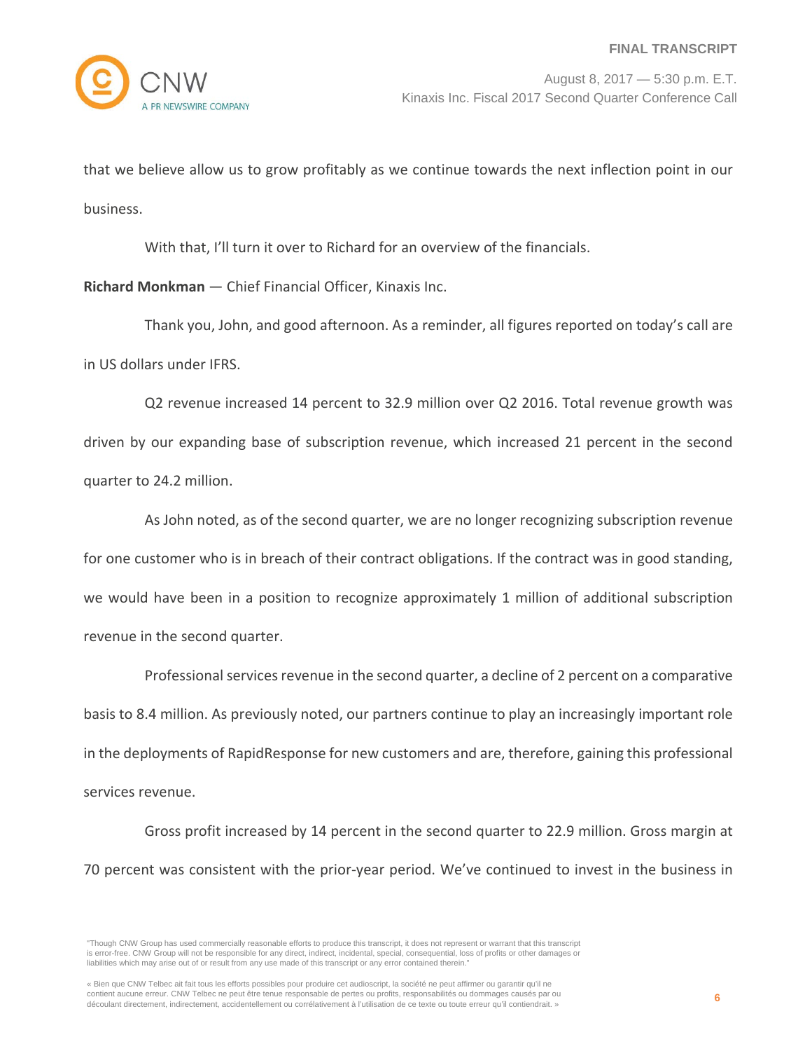that we believe allow us to grow profitably as we continue towards the next inflection point in our business.

With that, I'll turn it over to Richard for an overview of the financials.

**Richard Monkman** — Chief Financial Officer, Kinaxis Inc.

Thank you, John, and good afternoon. As a reminder, all figures reported on today's call are in US dollars under IFRS.

Q2 revenue increased 14 percent to 32.9 million over Q2 2016. Total revenue growth was driven by our expanding base of subscription revenue, which increased 21 percent in the second quarter to 24.2 million.

As John noted, as of the second quarter, we are no longer recognizing subscription revenue for one customer who is in breach of their contract obligations. If the contract was in good standing, we would have been in a position to recognize approximately 1 million of additional subscription revenue in the second quarter.

Professional services revenue in the second quarter, a decline of 2 percent on a comparative basis to 8.4 million. As previously noted, our partners continue to play an increasingly important role in the deployments of RapidResponse for new customers and are, therefore, gaining this professional services revenue.

Gross profit increased by 14 percent in the second quarter to 22.9 million. Gross margin at 70 percent was consistent with the prior-year period. We've continued to invest in the business in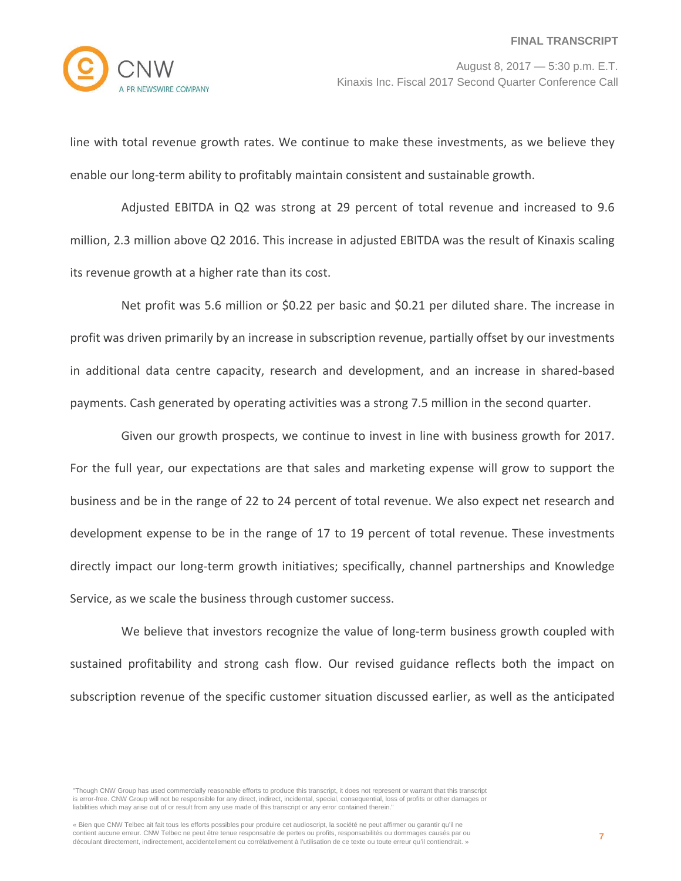line with total revenue growth rates. We continue to make these investments, as we believe they enable our long-term ability to profitably maintain consistent and sustainable growth.

Adjusted EBITDA in Q2 was strong at 29 percent of total revenue and increased to 9.6 million, 2.3 million above Q2 2016. This increase in adjusted EBITDA was the result of Kinaxis scaling its revenue growth at a higher rate than its cost.

Net profit was 5.6 million or $0.22 per basic and $0.21 per diluted share. The increase in profit was driven primarily by an increase in subscription revenue, partially offset by our investments in additional data centre capacity, research and development, and an increase in shared-based payments. Cash generated by operating activities was a strong 7.5 million in the second quarter.

Given our growth prospects, we continue to invest in line with business growth for 2017. For the full year, our expectations are that sales and marketing expense will grow to support the business and be in the range of 22 to 24 percent of total revenue. We also expect net research and development expense to be in the range of 17 to 19 percent of total revenue. These investments directly impact our long-term growth initiatives; specifically, channel partnerships and Knowledge Service, as we scale the business through customer success.

We believe that investors recognize the value of long-term business growth coupled with sustained profitability and strong cash flow. Our revised guidance reflects both the impact on subscription revenue of the specific customer situation discussed earlier, as well as the anticipated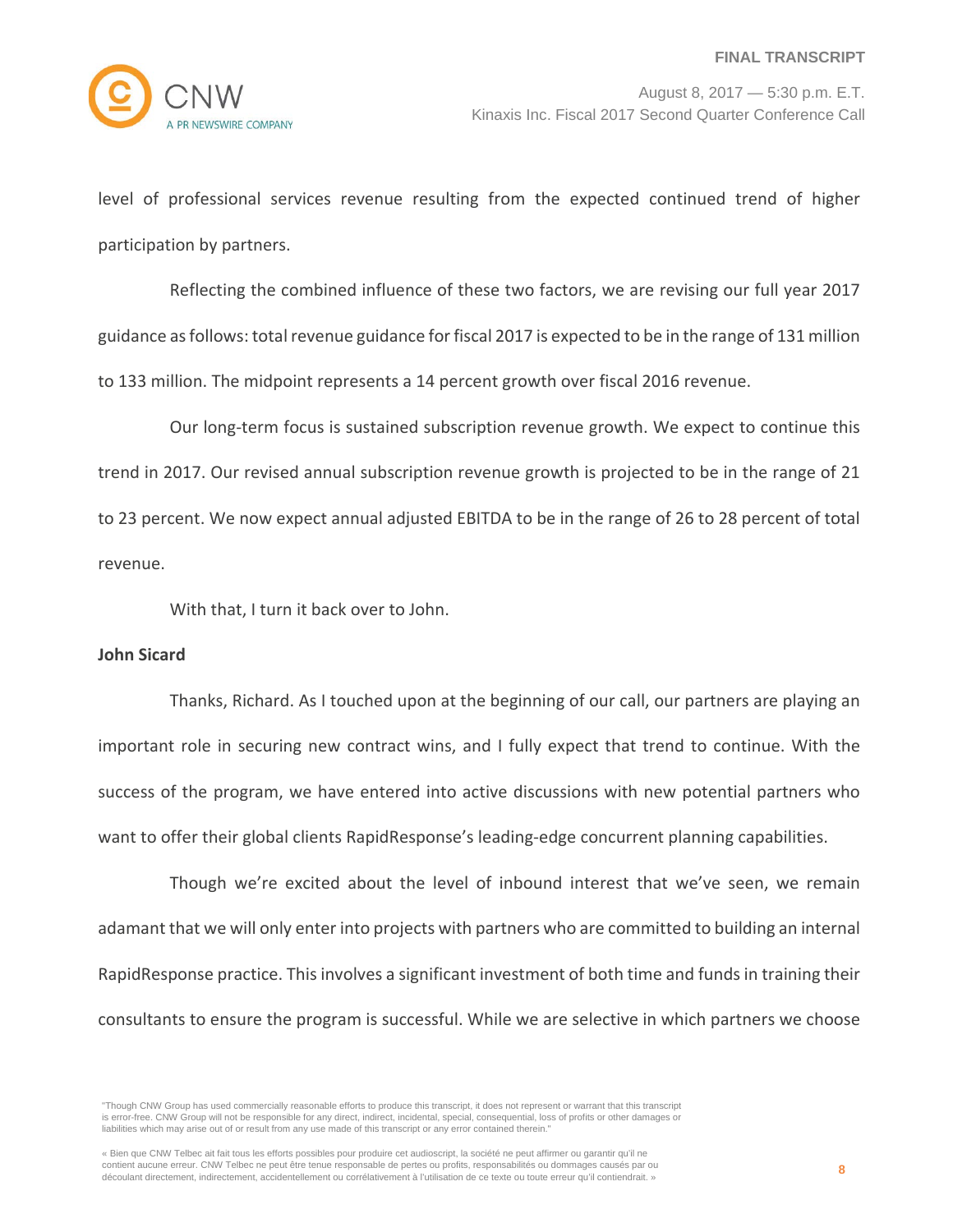level of professional services revenue resulting from the expected continued trend of higher participation by partners.

Reflecting the combined influence of these two factors, we are revising our full year 2017 guidance as follows: total revenue guidance for fiscal 2017 is expected to be in the range of 131 million to 133 million. The midpoint represents a 14 percent growth over fiscal 2016 revenue.

Our long-term focus is sustained subscription revenue growth. We expect to continue this trend in 2017. Our revised annual subscription revenue growth is projected to be in the range of 21 to 23 percent. We now expect annual adjusted EBITDA to be in the range of 26 to 28 percent of total revenue.

With that, I turn it back over to John.

**John Sicard**

Thanks, Richard. As I touched upon at the beginning of our call, our partners are playing an important role in securing new contract wins, and I fully expect that trend to continue. With the success of the program, we have entered into active discussions with new potential partners who want to offer their global clients RapidResponse's leading-edge concurrent planning capabilities.

Though we're excited about the level of inbound interest that we've seen, we remain adamant that we will only enter into projects with partners who are committed to building an internal RapidResponse practice. This involves a significant investment of both time and funds in training their consultants to ensure the program is successful. While we are selective in which partners we choose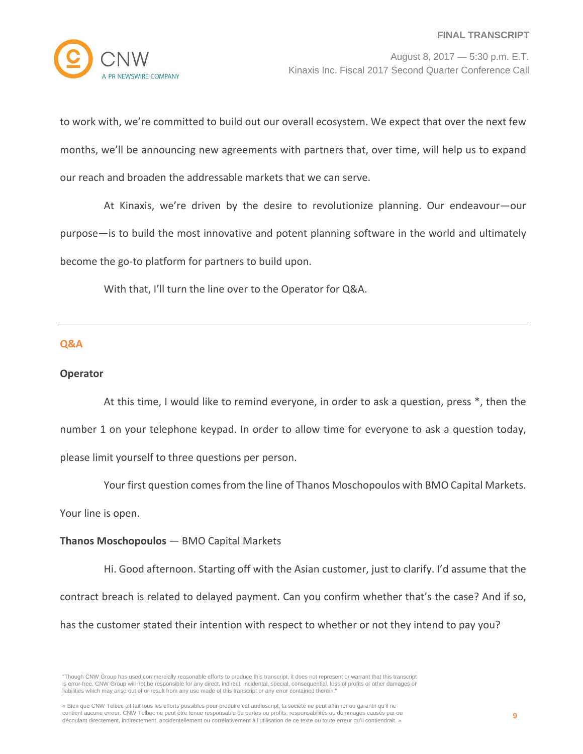to work with, we're committed to build out our overall ecosystem. We expect that over the next few months, we'll be announcing new agreements with partners that, over time, will help us to expand our reach and broaden the addressable markets that we can serve.

At Kinaxis, we're driven by the desire to revolutionize planning. Our endeavour—our purpose—is to build the most innovative and potent planning software in the world and ultimately become the go-to platform for partners to build upon.

With that, I'll turn the line over to the Operator for Q&A.

---

## Q&A

**Operator**

At this time, I would like to remind everyone, in order to ask a question, press *, then the number 1 on your telephone keypad. In order to allow time for everyone to ask a question today, please limit yourself to three questions per person.

Your first question comes from the line of Thanos Moschopoulos with BMO Capital Markets. Your line is open.

**Thanos Moschopoulos** — BMO Capital Markets

Hi. Good afternoon. Starting off with the Asian customer, just to clarify. I'd assume that the contract breach is related to delayed payment. Can you confirm whether that's the case? And if so, has the customer stated their intention with respect to whether or not they intend to pay you?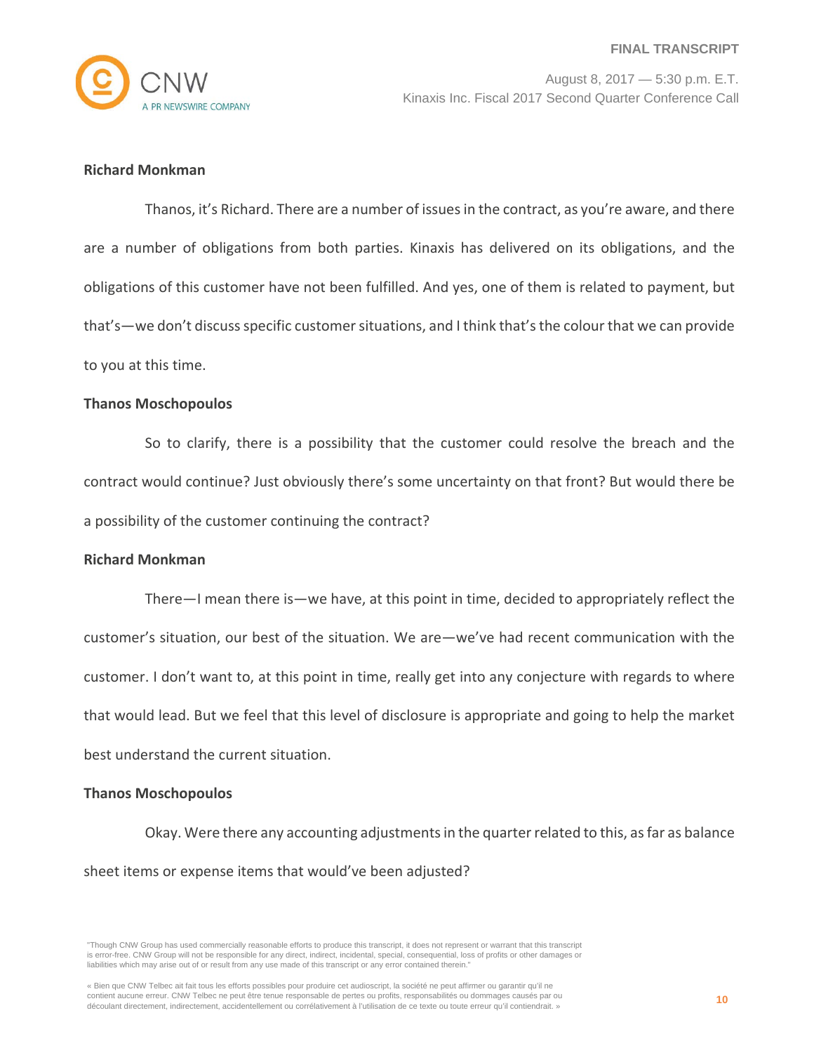**Richard Monkman**

Thanos, it's Richard. There are a number of issues in the contract, as you're aware, and there are a number of obligations from both parties. Kinaxis has delivered on its obligations, and the obligations of this customer have not been fulfilled. And yes, one of them is related to payment, but that's—we don't discuss specific customer situations, and I think that's the colour that we can provide to you at this time.

**Thanos Moschopoulos**

So to clarify, there is a possibility that the customer could resolve the breach and the contract would continue? Just obviously there's some uncertainty on that front? But would there be a possibility of the customer continuing the contract?

**Richard Monkman**

There—I mean there is—we have, at this point in time, decided to appropriately reflect the customer's situation, our best of the situation. We are—we've had recent communication with the customer. I don't want to, at this point in time, really get into any conjecture with regards to where that would lead. But we feel that this level of disclosure is appropriate and going to help the market best understand the current situation.

**Thanos Moschopoulos**

Okay. Were there any accounting adjustments in the quarter related to this, as far as balance sheet items or expense items that would've been adjusted?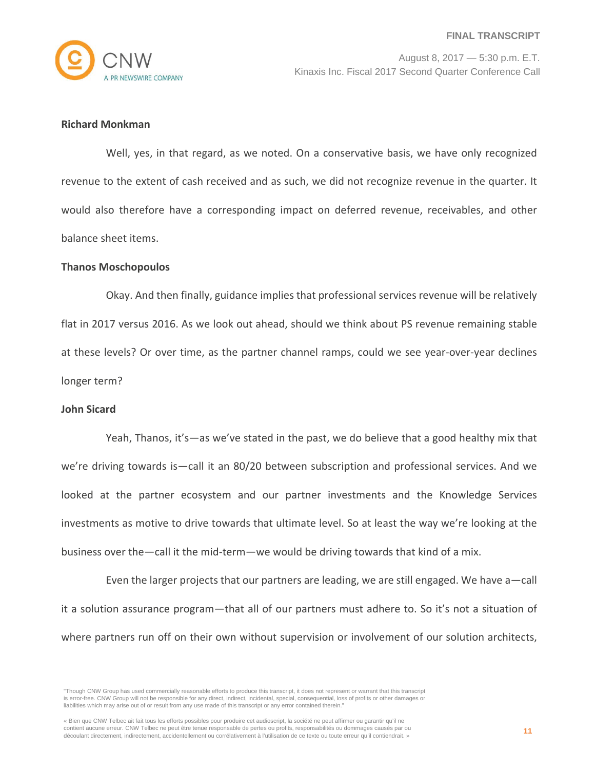**Richard Monkman**

Well, yes, in that regard, as we noted. On a conservative basis, we have only recognized revenue to the extent of cash received and as such, we did not recognize revenue in the quarter. It would also therefore have a corresponding impact on deferred revenue, receivables, and other balance sheet items.

**Thanos Moschopoulos**

Okay. And then finally, guidance implies that professional services revenue will be relatively flat in 2017 versus 2016. As we look out ahead, should we think about PS revenue remaining stable at these levels? Or over time, as the partner channel ramps, could we see year-over-year declines longer term?

**John Sicard**

Yeah, Thanos, it's—as we've stated in the past, we do believe that a good healthy mix that we're driving towards is—call it an 80/20 between subscription and professional services. And we looked at the partner ecosystem and our partner investments and the Knowledge Services investments as motive to drive towards that ultimate level. So at least the way we're looking at the business over the—call it the mid-term—we would be driving towards that kind of a mix.

Even the larger projects that our partners are leading, we are still engaged. We have a—call it a solution assurance program—that all of our partners must adhere to. So it's not a situation of where partners run off on their own without supervision or involvement of our solution architects,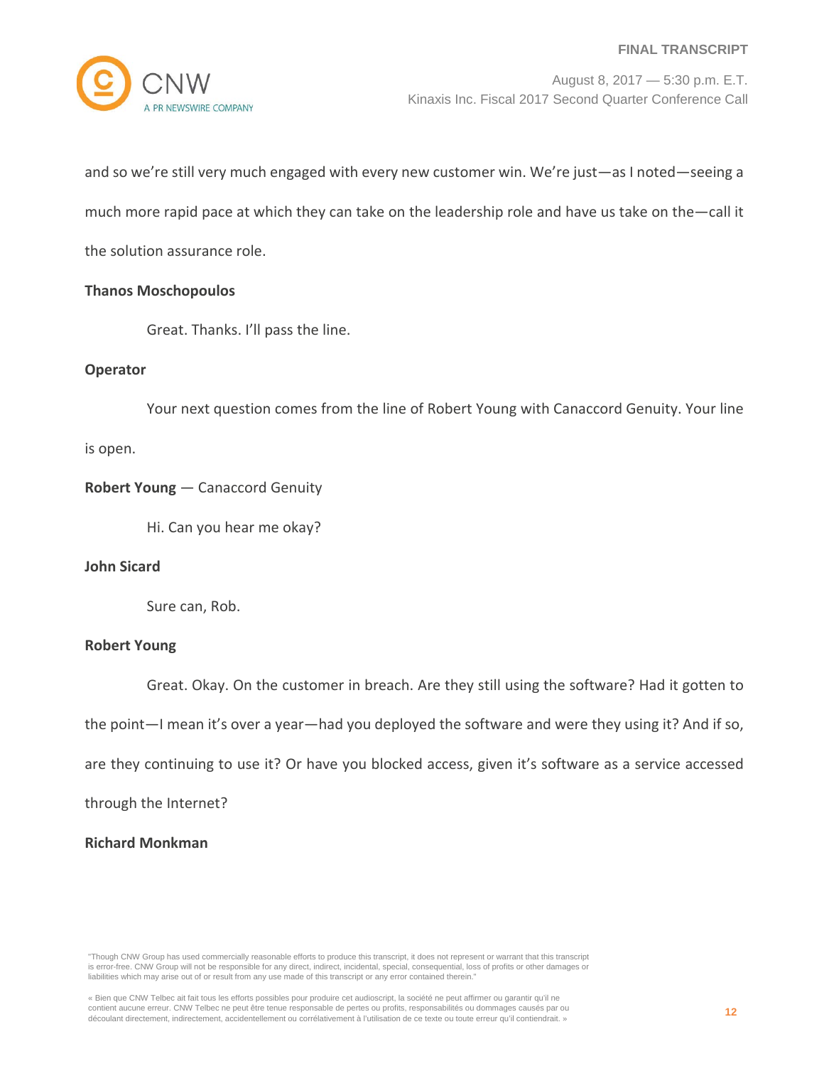and so we're still very much engaged with every new customer win. We're just—as I noted—seeing a much more rapid pace at which they can take on the leadership role and have us take on the—call it the solution assurance role.

**Thanos Moschopoulos**

Great. Thanks. I'll pass the line.

**Operator**

Your next question comes from the line of Robert Young with Canaccord Genuity. Your line is open.

**Robert Young** — Canaccord Genuity

Hi. Can you hear me okay?

**John Sicard**

Sure can, Rob.

**Robert Young**

Great. Okay. On the customer in breach. Are they still using the software? Had it gotten to the point—I mean it's over a year—had you deployed the software and were they using it? And if so, are they continuing to use it? Or have you blocked access, given it's software as a service accessed through the Internet?

**Richard Monkman**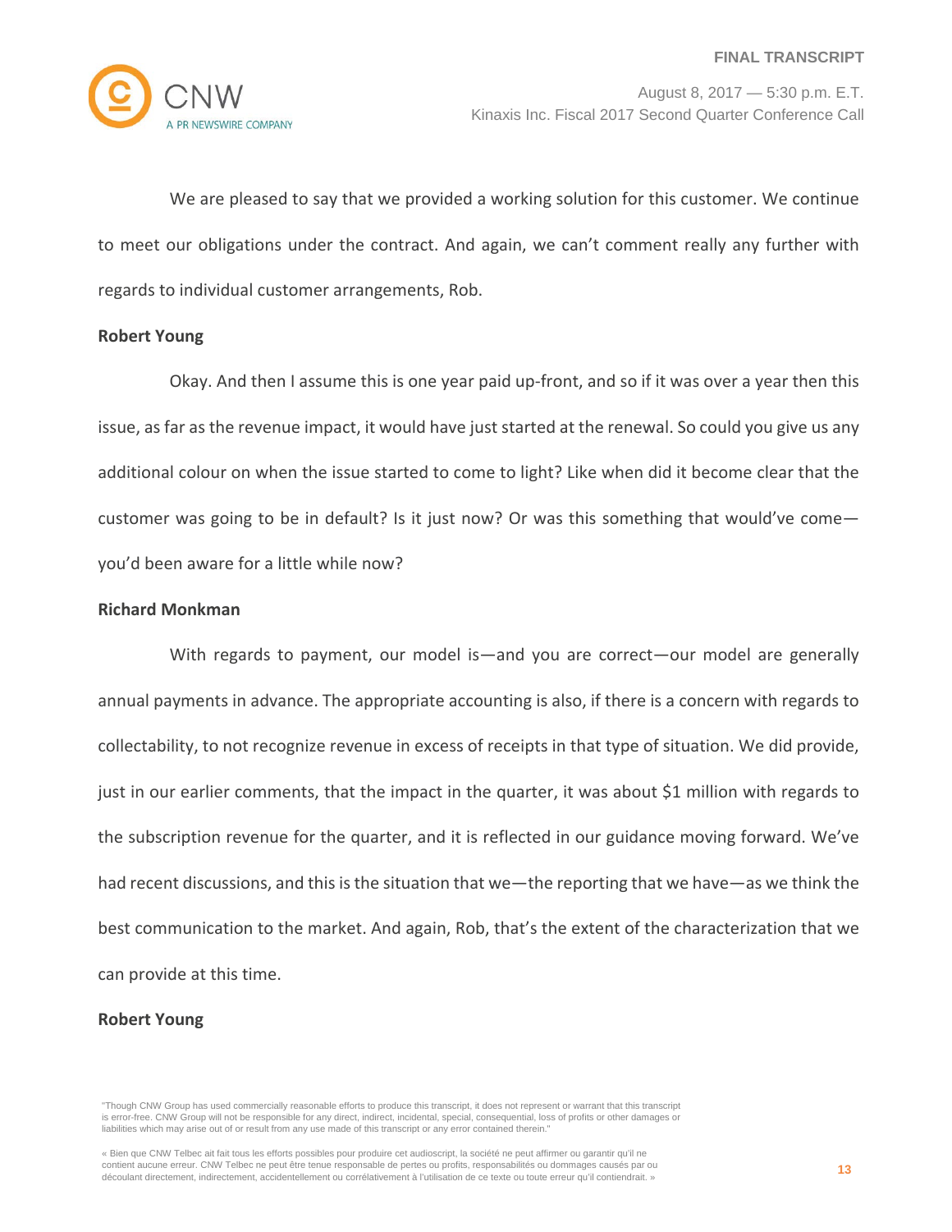We are pleased to say that we provided a working solution for this customer. We continue to meet our obligations under the contract. And again, we can't comment really any further with regards to individual customer arrangements, Rob.

**Robert Young**

Okay. And then I assume this is one year paid up-front, and so if it was over a year then this issue, as far as the revenue impact, it would have just started at the renewal. So could you give us any additional colour on when the issue started to come to light? Like when did it become clear that the customer was going to be in default? Is it just now? Or was this something that would've come—you'd been aware for a little while now?

**Richard Monkman**

With regards to payment, our model is—and you are correct—our model are generally annual payments in advance. The appropriate accounting is also, if there is a concern with regards to collectability, to not recognize revenue in excess of receipts in that type of situation. We did provide, just in our earlier comments, that the impact in the quarter, it was about $1 million with regards to the subscription revenue for the quarter, and it is reflected in our guidance moving forward. We've had recent discussions, and this is the situation that we—the reporting that we have—as we think the best communication to the market. And again, Rob, that's the extent of the characterization that we can provide at this time.

**Robert Young**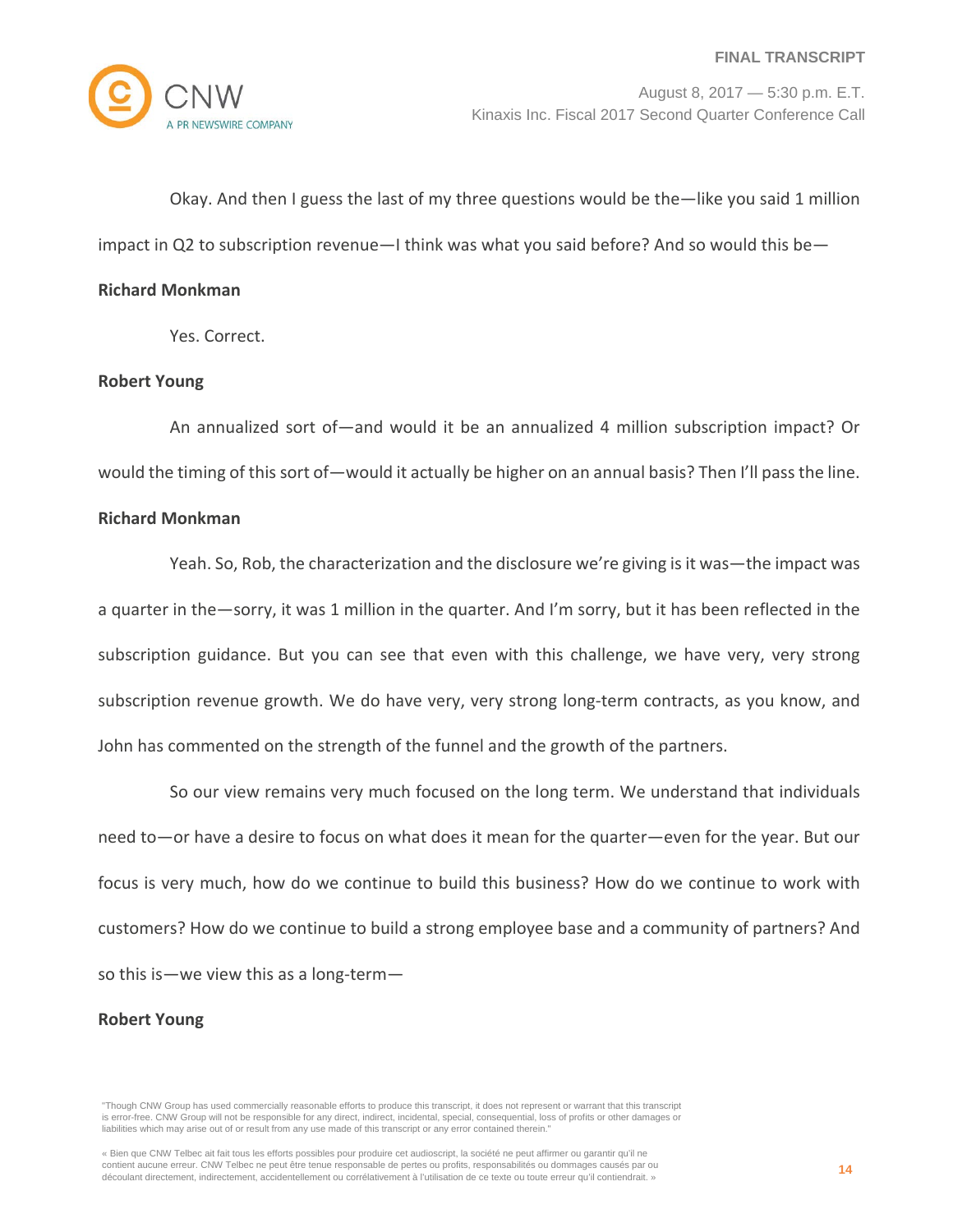Okay. And then I guess the last of my three questions would be the—like you said 1 million impact in Q2 to subscription revenue—I think was what you said before? And so would this be—

**Richard Monkman**

Yes. Correct.

**Robert Young**

An annualized sort of—and would it be an annualized 4 million subscription impact? Or would the timing of this sort of—would it actually be higher on an annual basis? Then I'll pass the line.

**Richard Monkman**

Yeah. So, Rob, the characterization and the disclosure we're giving is it was—the impact was a quarter in the—sorry, it was 1 million in the quarter. And I'm sorry, but it has been reflected in the subscription guidance. But you can see that even with this challenge, we have very, very strong subscription revenue growth. We do have very, very strong long-term contracts, as you know, and John has commented on the strength of the funnel and the growth of the partners.

So our view remains very much focused on the long term. We understand that individuals need to—or have a desire to focus on what does it mean for the quarter—even for the year. But our focus is very much, how do we continue to build this business? How do we continue to work with customers? How do we continue to build a strong employee base and a community of partners? And so this is—we view this as a long-term—

**Robert Young**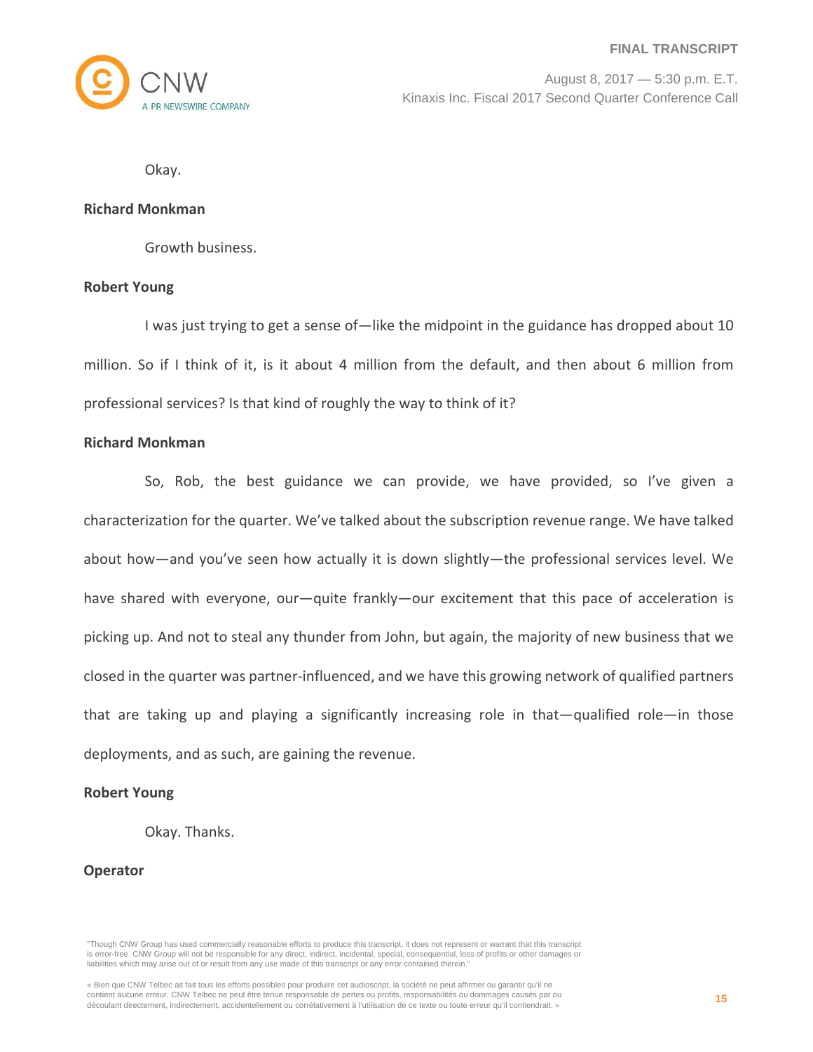Okay.

**Richard Monkman**

Growth business.

**Robert Young**

I was just trying to get a sense of—like the midpoint in the guidance has dropped about 10 million. So if I think of it, is it about 4 million from the default, and then about 6 million from professional services? Is that kind of roughly the way to think of it?

**Richard Monkman**

So, Rob, the best guidance we can provide, we have provided, so I've given a characterization for the quarter. We've talked about the subscription revenue range. We have talked about how—and you've seen how actually it is down slightly—the professional services level. We have shared with everyone, our—quite frankly—our excitement that this pace of acceleration is picking up. And not to steal any thunder from John, but again, the majority of new business that we closed in the quarter was partner-influenced, and we have this growing network of qualified partners that are taking up and playing a significantly increasing role in that—qualified role—in those deployments, and as such, are gaining the revenue.

**Robert Young**

Okay. Thanks.

**Operator**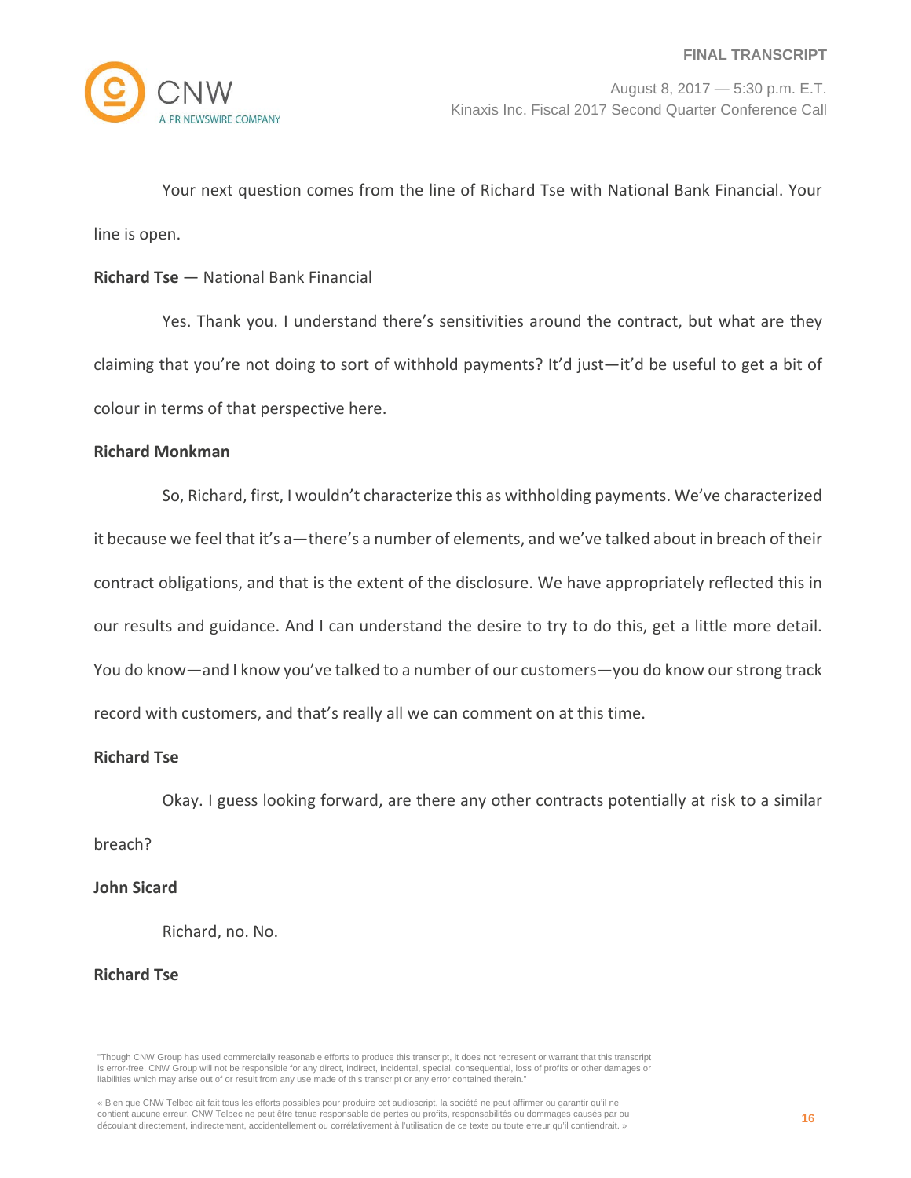Your next question comes from the line of Richard Tse with National Bank Financial. Your line is open.

**Richard Tse** — National Bank Financial

Yes. Thank you. I understand there's sensitivities around the contract, but what are they claiming that you're not doing to sort of withhold payments? It'd just—it'd be useful to get a bit of colour in terms of that perspective here.

**Richard Monkman**

So, Richard, first, I wouldn't characterize this as withholding payments. We've characterized it because we feel that it's a—there's a number of elements, and we've talked about in breach of their contract obligations, and that is the extent of the disclosure. We have appropriately reflected this in our results and guidance. And I can understand the desire to try to do this, get a little more detail. You do know—and I know you've talked to a number of our customers—you do know our strong track record with customers, and that's really all we can comment on at this time.

**Richard Tse**

Okay. I guess looking forward, are there any other contracts potentially at risk to a similar breach?

**John Sicard**

Richard, no. No.

**Richard Tse**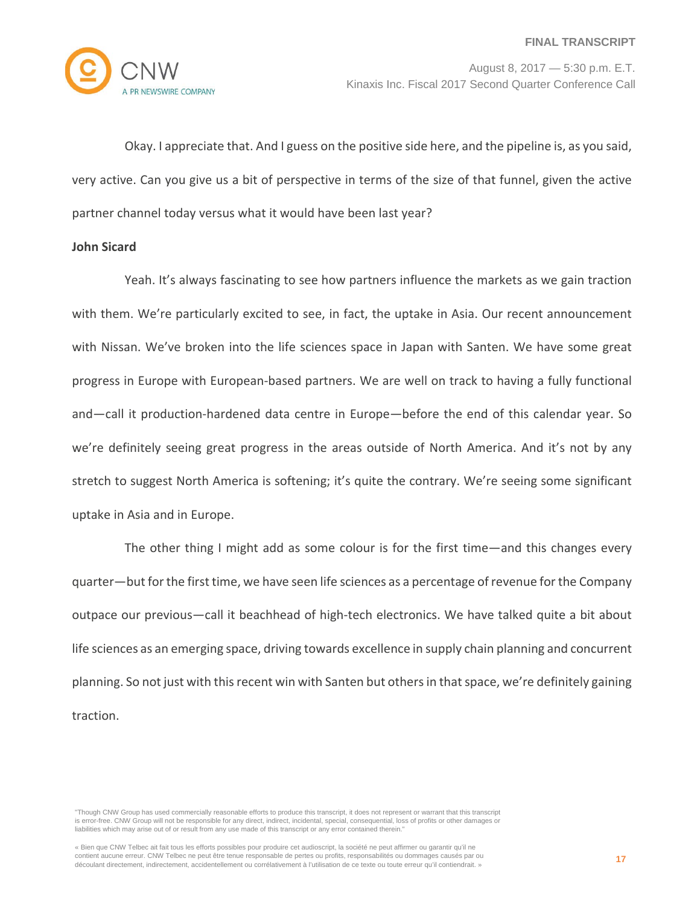Okay. I appreciate that. And I guess on the positive side here, and the pipeline is, as you said, very active. Can you give us a bit of perspective in terms of the size of that funnel, given the active partner channel today versus what it would have been last year?

**John Sicard**

Yeah. It's always fascinating to see how partners influence the markets as we gain traction with them. We're particularly excited to see, in fact, the uptake in Asia. Our recent announcement with Nissan. We've broken into the life sciences space in Japan with Santen. We have some great progress in Europe with European-based partners. We are well on track to having a fully functional and—call it production-hardened data centre in Europe—before the end of this calendar year. So we're definitely seeing great progress in the areas outside of North America. And it's not by any stretch to suggest North America is softening; it's quite the contrary. We're seeing some significant uptake in Asia and in Europe.

The other thing I might add as some colour is for the first time—and this changes every quarter—but for the first time, we have seen life sciences as a percentage of revenue for the Company outpace our previous—call it beachhead of high-tech electronics. We have talked quite a bit about life sciences as an emerging space, driving towards excellence in supply chain planning and concurrent planning. So not just with this recent win with Santen but others in that space, we're definitely gaining traction.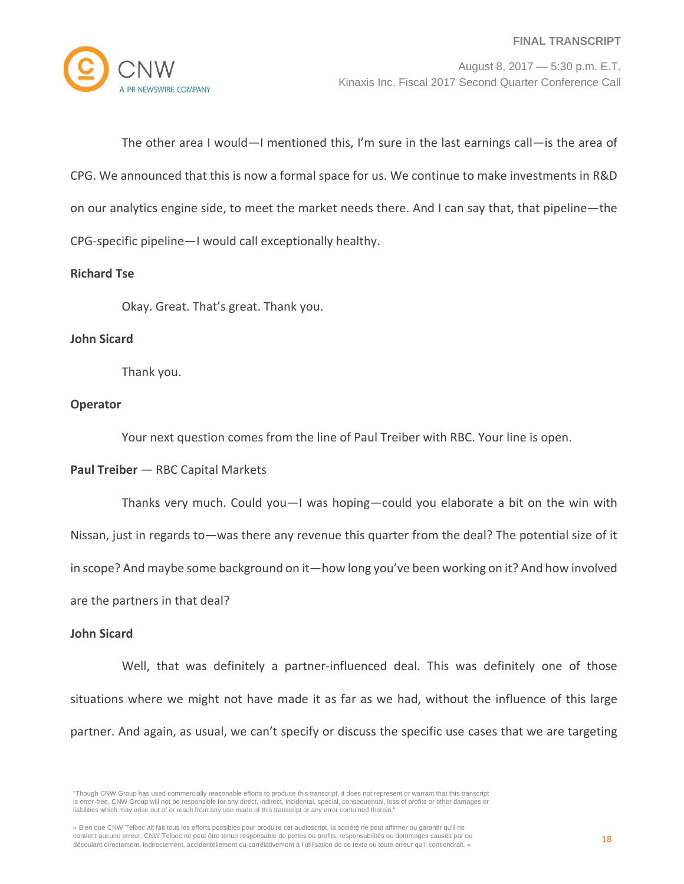The other area I would—I mentioned this, I'm sure in the last earnings call—is the area of CPG. We announced that this is now a formal space for us. We continue to make investments in R&D on our analytics engine side, to meet the market needs there. And I can say that, that pipeline—the CPG-specific pipeline—I would call exceptionally healthy.

**Richard Tse**

Okay. Great. That's great. Thank you.

**John Sicard**

Thank you.

**Operator**

Your next question comes from the line of Paul Treiber with RBC. Your line is open.

**Paul Treiber** — RBC Capital Markets

Thanks very much. Could you—I was hoping—could you elaborate a bit on the win with Nissan, just in regards to—was there any revenue this quarter from the deal? The potential size of it in scope? And maybe some background on it—how long you've been working on it? And how involved are the partners in that deal?

**John Sicard**

Well, that was definitely a partner-influenced deal. This was definitely one of those situations where we might not have made it as far as we had, without the influence of this large partner. And again, as usual, we can't specify or discuss the specific use cases that we are targeting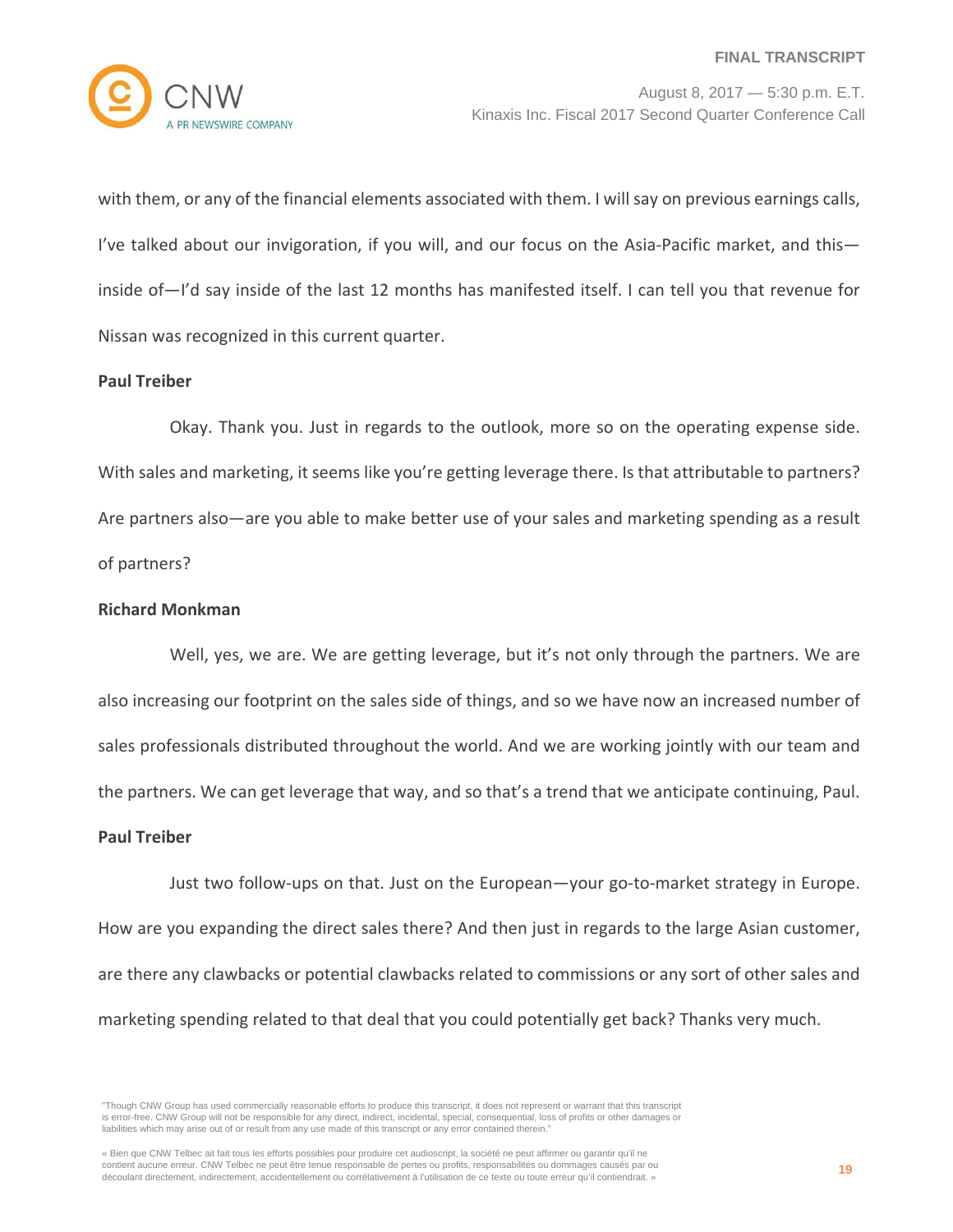with them, or any of the financial elements associated with them. I will say on previous earnings calls, I've talked about our invigoration, if you will, and our focus on the Asia-Pacific market, and this—inside of—I'd say inside of the last 12 months has manifested itself. I can tell you that revenue for Nissan was recognized in this current quarter.

**Paul Treiber**

Okay. Thank you. Just in regards to the outlook, more so on the operating expense side. With sales and marketing, it seems like you're getting leverage there. Is that attributable to partners? Are partners also—are you able to make better use of your sales and marketing spending as a result of partners?

**Richard Monkman**

Well, yes, we are. We are getting leverage, but it's not only through the partners. We are also increasing our footprint on the sales side of things, and so we have now an increased number of sales professionals distributed throughout the world. And we are working jointly with our team and the partners. We can get leverage that way, and so that's a trend that we anticipate continuing, Paul.

**Paul Treiber**

Just two follow-ups on that. Just on the European—your go-to-market strategy in Europe. How are you expanding the direct sales there? And then just in regards to the large Asian customer, are there any clawbacks or potential clawbacks related to commissions or any sort of other sales and marketing spending related to that deal that you could potentially get back? Thanks very much.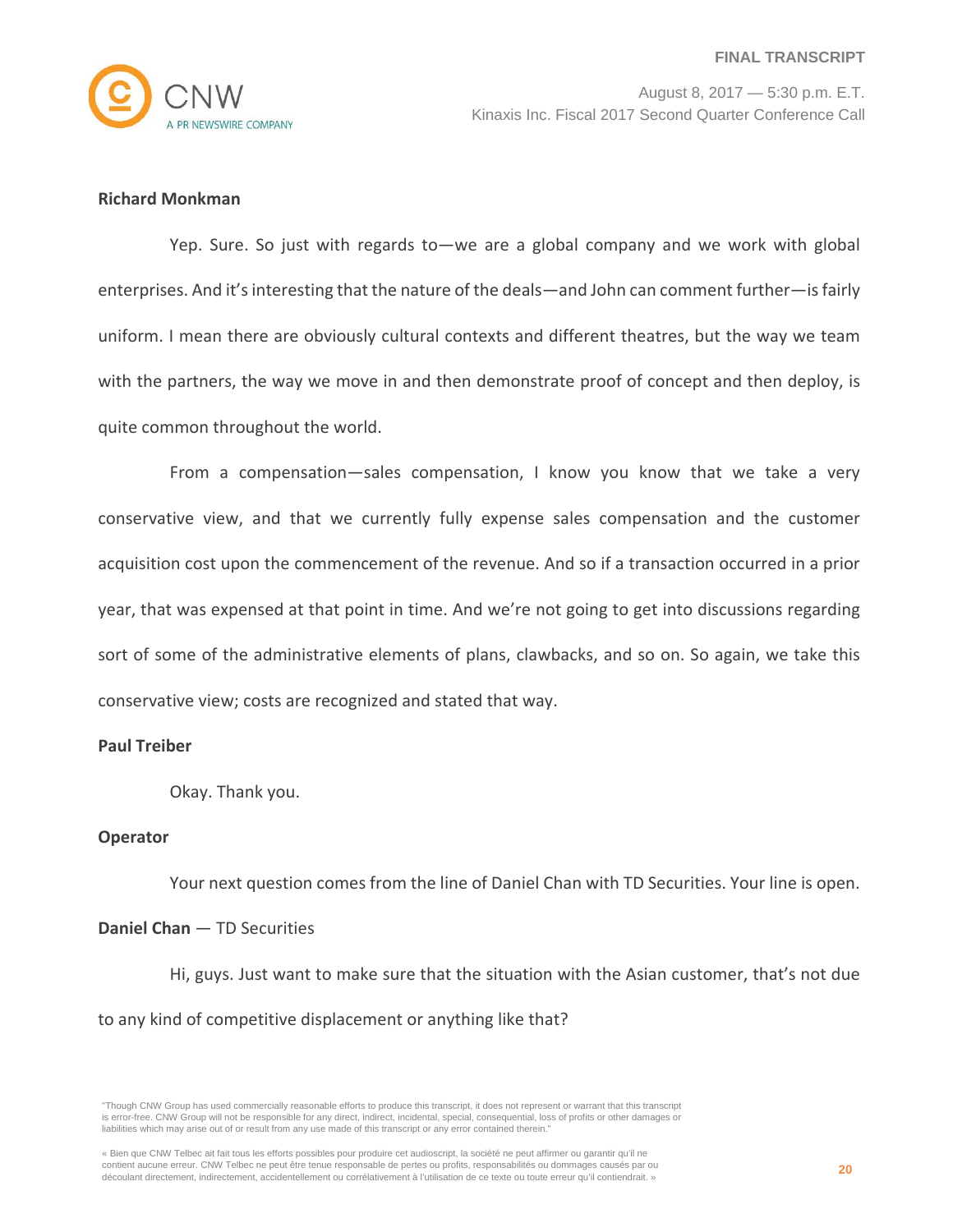**Richard Monkman**

Yep. Sure. So just with regards to—we are a global company and we work with global enterprises. And it's interesting that the nature of the deals—and John can comment further—is fairly uniform. I mean there are obviously cultural contexts and different theatres, but the way we team with the partners, the way we move in and then demonstrate proof of concept and then deploy, is quite common throughout the world.

From a compensation—sales compensation, I know you know that we take a very conservative view, and that we currently fully expense sales compensation and the customer acquisition cost upon the commencement of the revenue. And so if a transaction occurred in a prior year, that was expensed at that point in time. And we're not going to get into discussions regarding sort of some of the administrative elements of plans, clawbacks, and so on. So again, we take this conservative view; costs are recognized and stated that way.

**Paul Treiber**

Okay. Thank you.

**Operator**

Your next question comes from the line of Daniel Chan with TD Securities. Your line is open.

**Daniel Chan** — TD Securities

Hi, guys. Just want to make sure that the situation with the Asian customer, that's not due to any kind of competitive displacement or anything like that?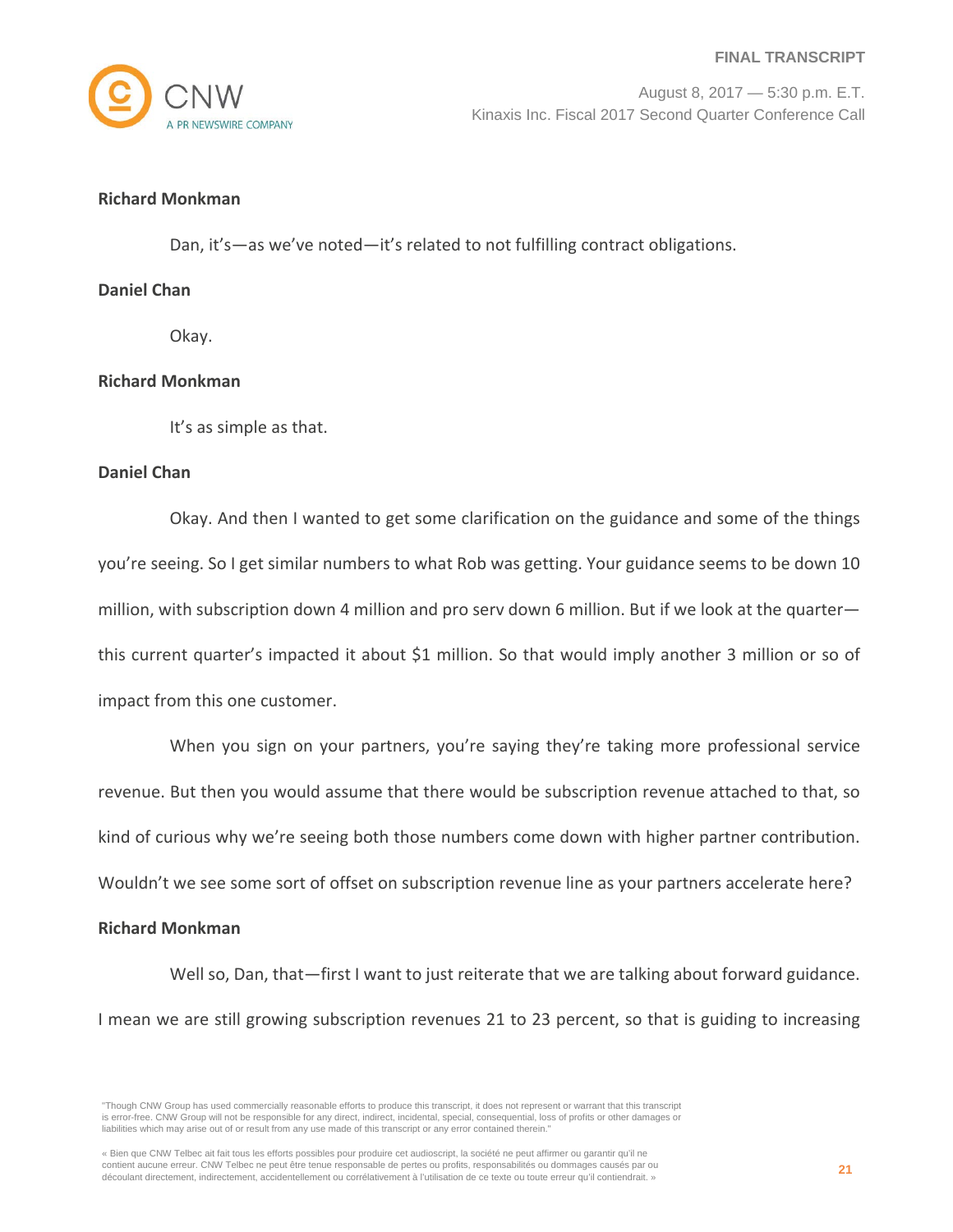**Richard Monkman**

Dan, it's—as we've noted—it's related to not fulfilling contract obligations.

**Daniel Chan**

Okay.

**Richard Monkman**

It's as simple as that.

**Daniel Chan**

Okay. And then I wanted to get some clarification on the guidance and some of the things you're seeing. So I get similar numbers to what Rob was getting. Your guidance seems to be down 10 million, with subscription down 4 million and pro serv down 6 million. But if we look at the quarter—this current quarter's impacted it about $1 million. So that would imply another 3 million or so of impact from this one customer.

When you sign on your partners, you're saying they're taking more professional service revenue. But then you would assume that there would be subscription revenue attached to that, so kind of curious why we're seeing both those numbers come down with higher partner contribution. Wouldn't we see some sort of offset on subscription revenue line as your partners accelerate here?

**Richard Monkman**

Well so, Dan, that—first I want to just reiterate that we are talking about forward guidance. I mean we are still growing subscription revenues 21 to 23 percent, so that is guiding to increasing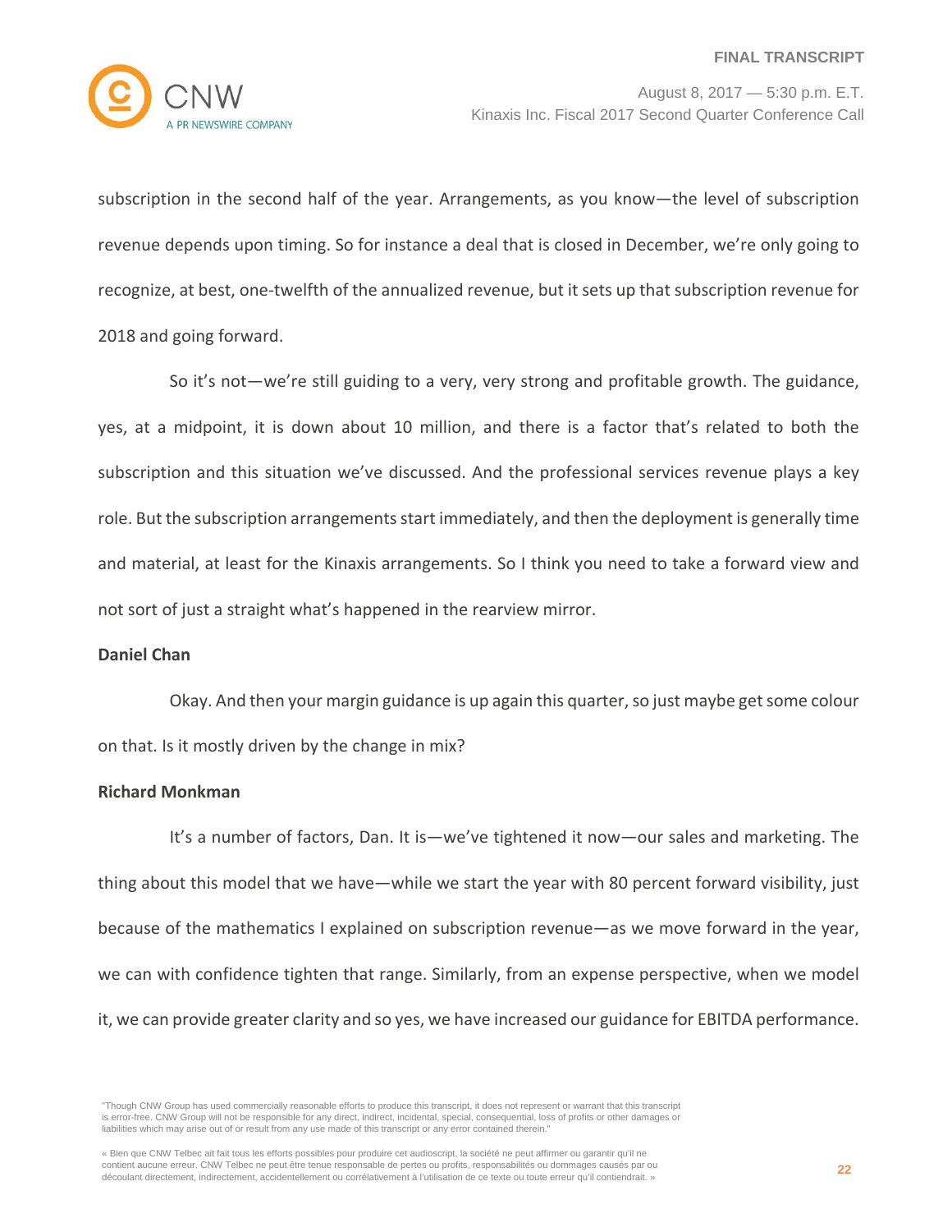subscription in the second half of the year. Arrangements, as you know—the level of subscription revenue depends upon timing. So for instance a deal that is closed in December, we're only going to recognize, at best, one-twelfth of the annualized revenue, but it sets up that subscription revenue for 2018 and going forward.

So it's not—we're still guiding to a very, very strong and profitable growth. The guidance, yes, at a midpoint, it is down about 10 million, and there is a factor that's related to both the subscription and this situation we've discussed. And the professional services revenue plays a key role. But the subscription arrangements start immediately, and then the deployment is generally time and material, at least for the Kinaxis arrangements. So I think you need to take a forward view and not sort of just a straight what's happened in the rearview mirror.

**Daniel Chan**

Okay. And then your margin guidance is up again this quarter, so just maybe get some colour on that. Is it mostly driven by the change in mix?

**Richard Monkman**

It's a number of factors, Dan. It is—we've tightened it now—our sales and marketing. The thing about this model that we have—while we start the year with 80 percent forward visibility, just because of the mathematics I explained on subscription revenue—as we move forward in the year, we can with confidence tighten that range. Similarly, from an expense perspective, when we model it, we can provide greater clarity and so yes, we have increased our guidance for EBITDA performance.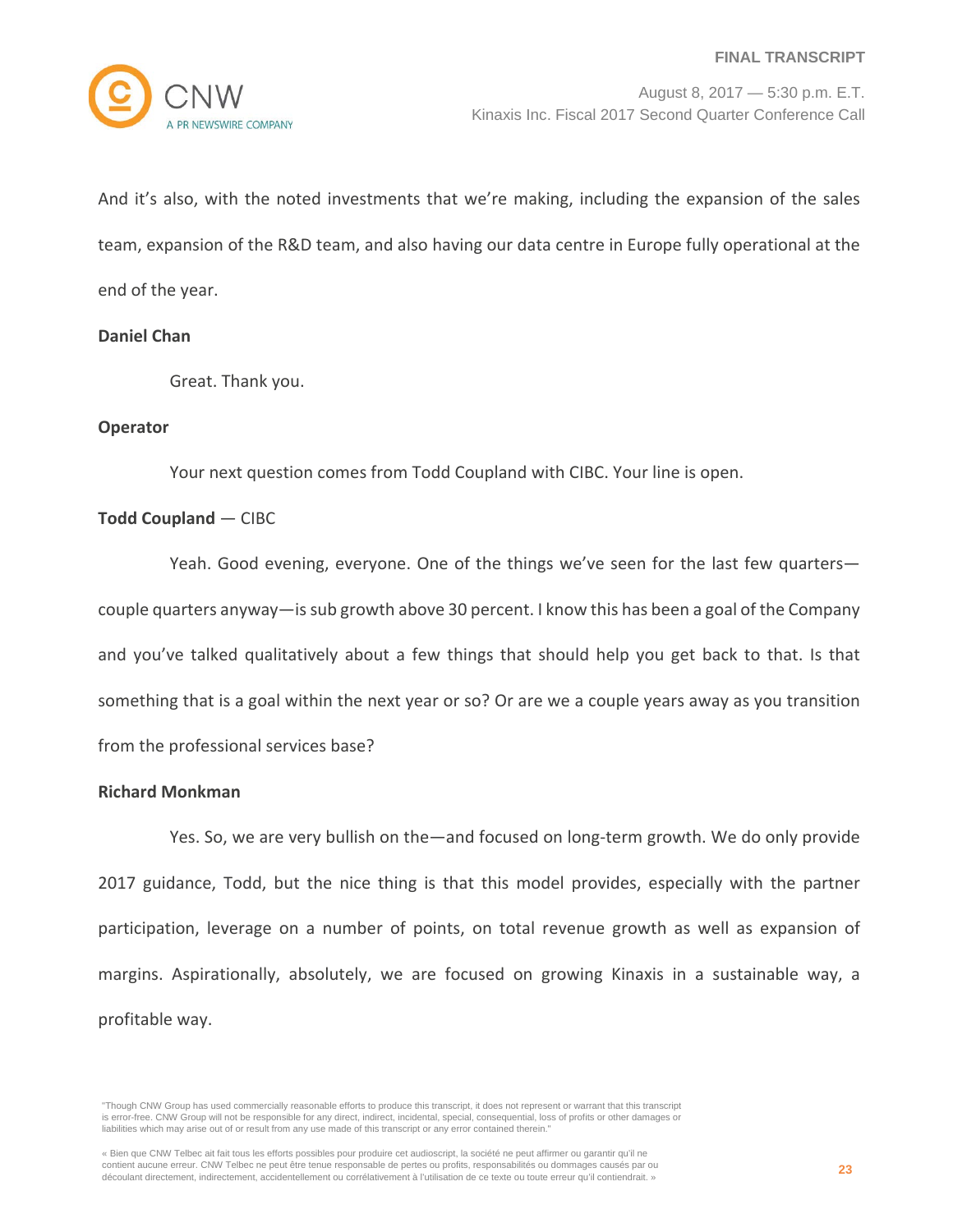And it's also, with the noted investments that we're making, including the expansion of the sales team, expansion of the R&D team, and also having our data centre in Europe fully operational at the end of the year.

**Daniel Chan**

Great. Thank you.

**Operator**

Your next question comes from Todd Coupland with CIBC. Your line is open.

**Todd Coupland** — CIBC

Yeah. Good evening, everyone. One of the things we've seen for the last few quarters—couple quarters anyway—is sub growth above 30 percent. I know this has been a goal of the Company and you've talked qualitatively about a few things that should help you get back to that. Is that something that is a goal within the next year or so? Or are we a couple years away as you transition from the professional services base?

**Richard Monkman**

Yes. So, we are very bullish on the—and focused on long-term growth. We do only provide 2017 guidance, Todd, but the nice thing is that this model provides, especially with the partner participation, leverage on a number of points, on total revenue growth as well as expansion of margins. Aspirationally, absolutely, we are focused on growing Kinaxis in a sustainable way, a profitable way.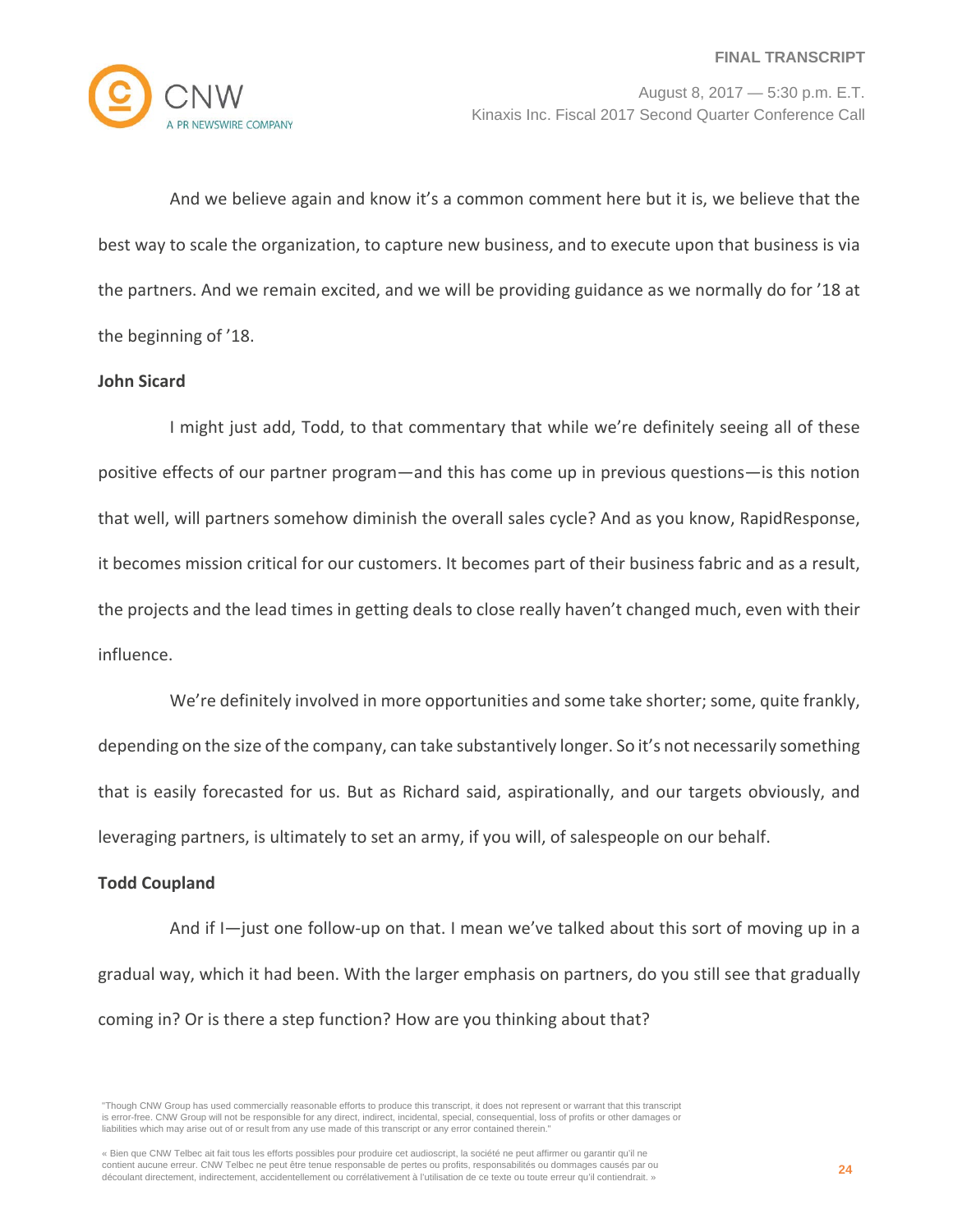And we believe again and know it's a common comment here but it is, we believe that the best way to scale the organization, to capture new business, and to execute upon that business is via the partners. And we remain excited, and we will be providing guidance as we normally do for '18 at the beginning of '18.

**John Sicard**

I might just add, Todd, to that commentary that while we're definitely seeing all of these positive effects of our partner program—and this has come up in previous questions—is this notion that well, will partners somehow diminish the overall sales cycle? And as you know, RapidResponse, it becomes mission critical for our customers. It becomes part of their business fabric and as a result, the projects and the lead times in getting deals to close really haven't changed much, even with their influence.

We're definitely involved in more opportunities and some take shorter; some, quite frankly, depending on the size of the company, can take substantively longer. So it's not necessarily something that is easily forecasted for us. But as Richard said, aspirationally, and our targets obviously, and leveraging partners, is ultimately to set an army, if you will, of salespeople on our behalf.

**Todd Coupland**

And if I—just one follow-up on that. I mean we've talked about this sort of moving up in a gradual way, which it had been. With the larger emphasis on partners, do you still see that gradually coming in? Or is there a step function? How are you thinking about that?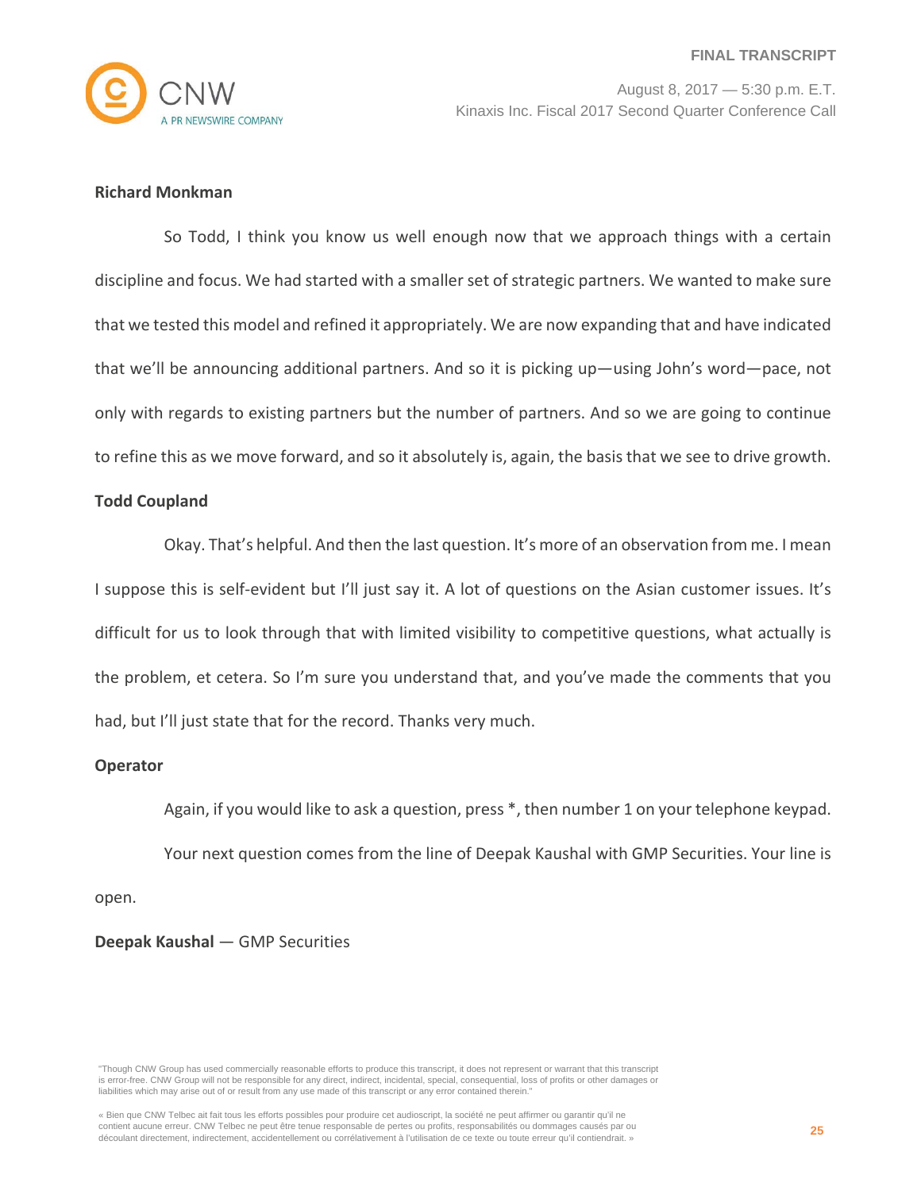**Richard Monkman**

So Todd, I think you know us well enough now that we approach things with a certain discipline and focus. We had started with a smaller set of strategic partners. We wanted to make sure that we tested this model and refined it appropriately. We are now expanding that and have indicated that we'll be announcing additional partners. And so it is picking up—using John's word—pace, not only with regards to existing partners but the number of partners. And so we are going to continue to refine this as we move forward, and so it absolutely is, again, the basis that we see to drive growth.

**Todd Coupland**

Okay. That's helpful. And then the last question. It's more of an observation from me. I mean I suppose this is self-evident but I'll just say it. A lot of questions on the Asian customer issues. It's difficult for us to look through that with limited visibility to competitive questions, what actually is the problem, et cetera. So I'm sure you understand that, and you've made the comments that you had, but I'll just state that for the record. Thanks very much.

**Operator**

Again, if you would like to ask a question, press *, then number 1 on your telephone keypad.

Your next question comes from the line of Deepak Kaushal with GMP Securities. Your line is open.

**Deepak Kaushal** — GMP Securities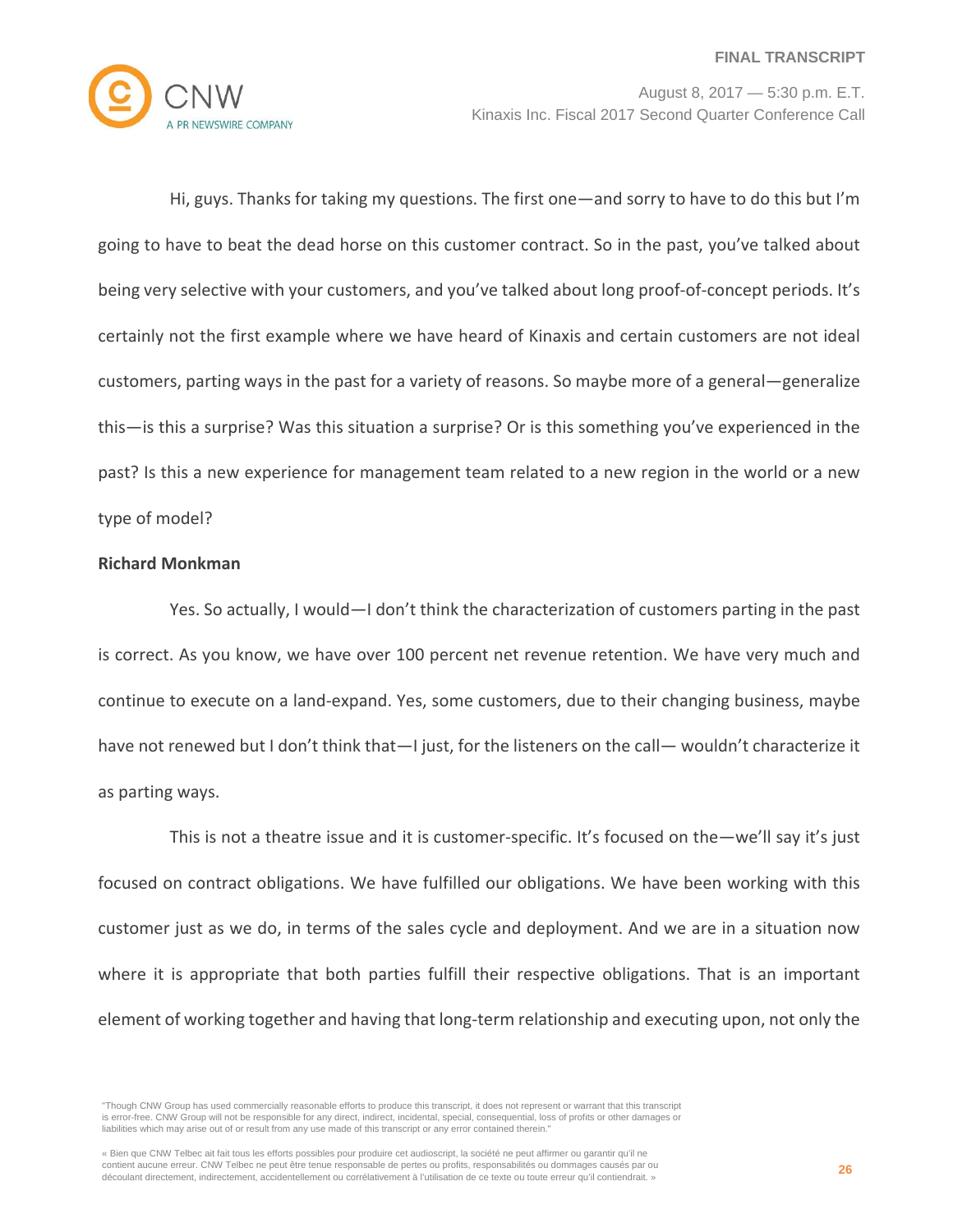Hi, guys. Thanks for taking my questions. The first one—and sorry to have to do this but I'm going to have to beat the dead horse on this customer contract. So in the past, you've talked about being very selective with your customers, and you've talked about long proof-of-concept periods. It's certainly not the first example where we have heard of Kinaxis and certain customers are not ideal customers, parting ways in the past for a variety of reasons. So maybe more of a general—generalize this—is this a surprise? Was this situation a surprise? Or is this something you've experienced in the past? Is this a new experience for management team related to a new region in the world or a new type of model?

**Richard Monkman**

Yes. So actually, I would—I don't think the characterization of customers parting in the past is correct. As you know, we have over 100 percent net revenue retention. We have very much and continue to execute on a land-expand. Yes, some customers, due to their changing business, maybe have not renewed but I don't think that—I just, for the listeners on the call— wouldn't characterize it as parting ways.

This is not a theatre issue and it is customer-specific. It's focused on the—we'll say it's just focused on contract obligations. We have fulfilled our obligations. We have been working with this customer just as we do, in terms of the sales cycle and deployment. And we are in a situation now where it is appropriate that both parties fulfill their respective obligations. That is an important element of working together and having that long-term relationship and executing upon, not only the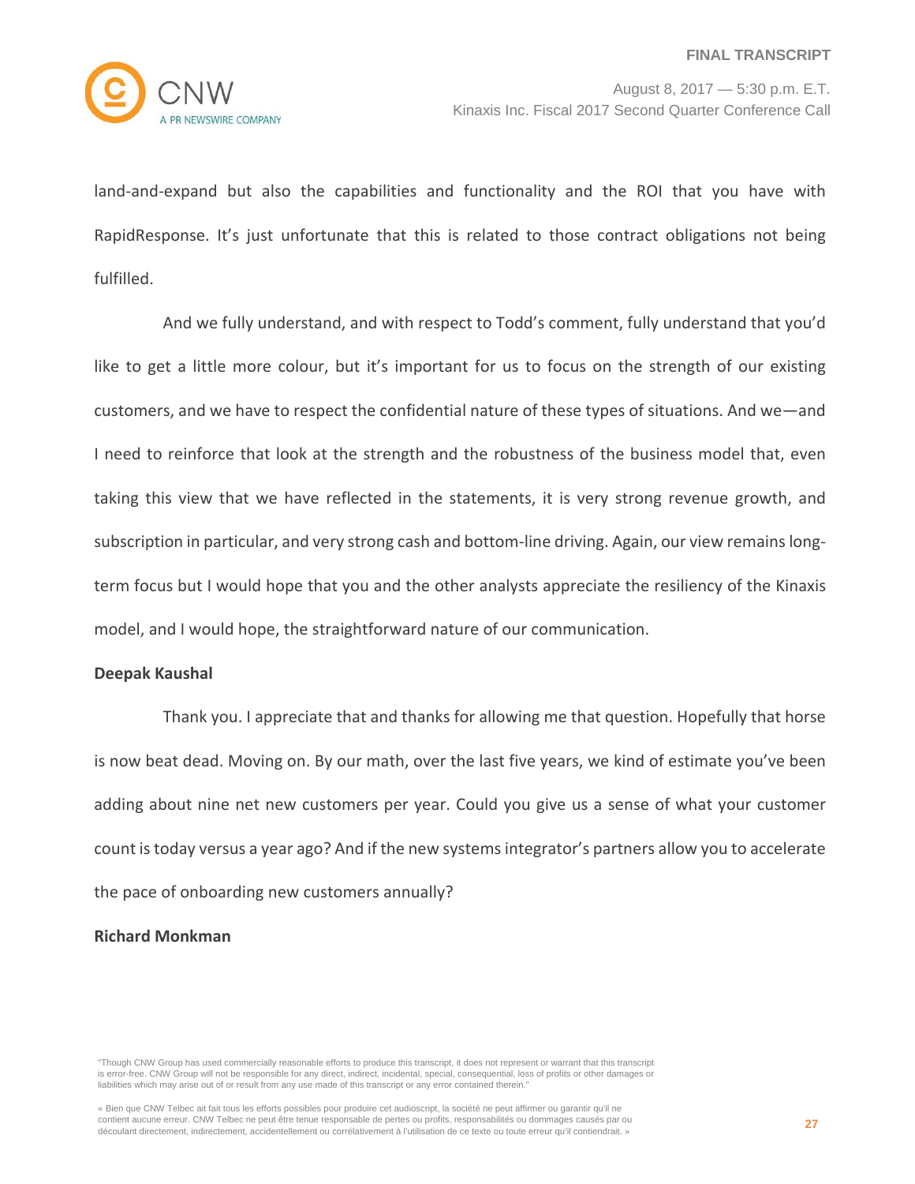land-and-expand but also the capabilities and functionality and the ROI that you have with RapidResponse. It's just unfortunate that this is related to those contract obligations not being fulfilled.

And we fully understand, and with respect to Todd's comment, fully understand that you'd like to get a little more colour, but it's important for us to focus on the strength of our existing customers, and we have to respect the confidential nature of these types of situations. And we—and I need to reinforce that look at the strength and the robustness of the business model that, even taking this view that we have reflected in the statements, it is very strong revenue growth, and subscription in particular, and very strong cash and bottom-line driving. Again, our view remains long-term focus but I would hope that you and the other analysts appreciate the resiliency of the Kinaxis model, and I would hope, the straightforward nature of our communication.

**Deepak Kaushal**

Thank you. I appreciate that and thanks for allowing me that question. Hopefully that horse is now beat dead. Moving on. By our math, over the last five years, we kind of estimate you've been adding about nine net new customers per year. Could you give us a sense of what your customer count is today versus a year ago? And if the new systems integrator's partners allow you to accelerate the pace of onboarding new customers annually?

**Richard Monkman**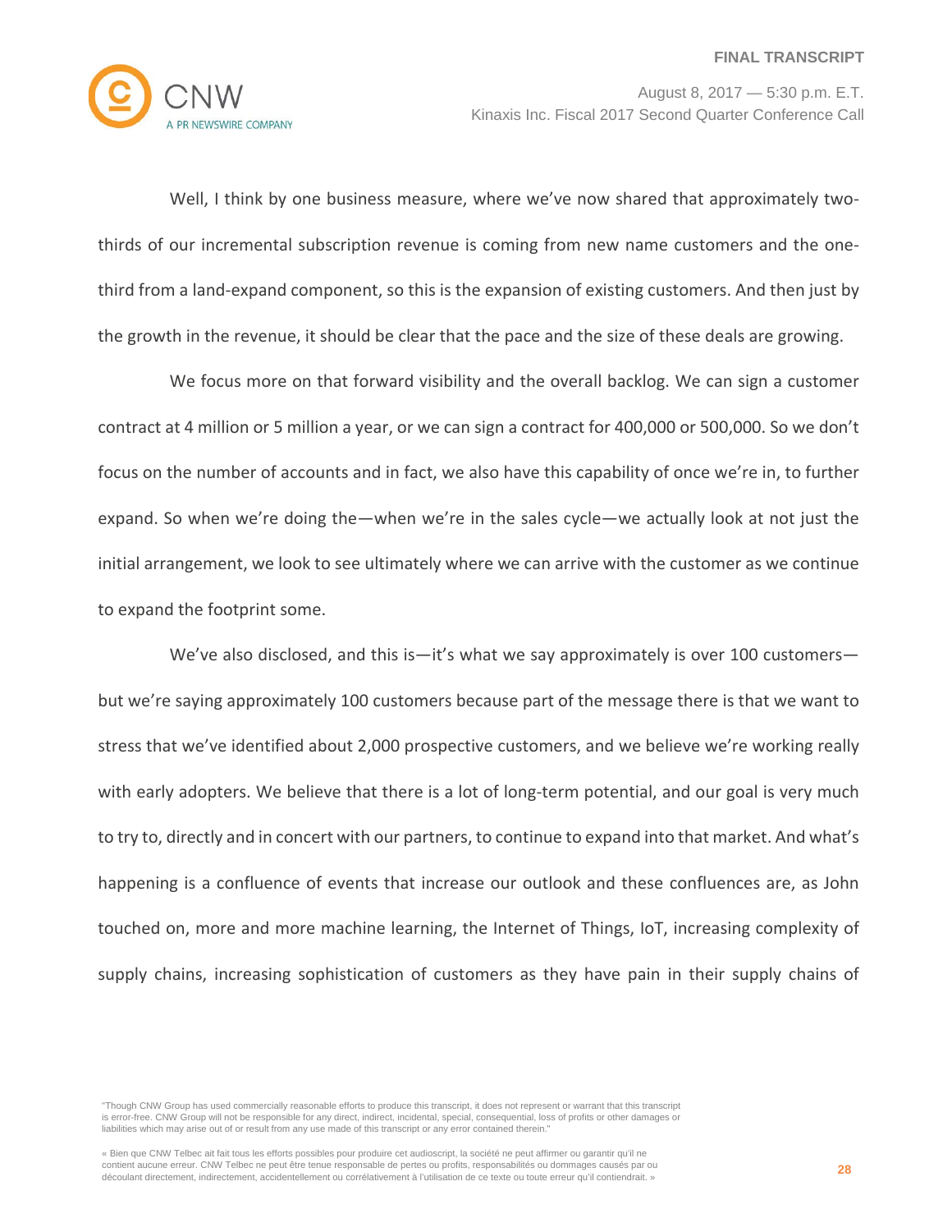Well, I think by one business measure, where we've now shared that approximately two-thirds of our incremental subscription revenue is coming from new name customers and the one-third from a land-expand component, so this is the expansion of existing customers. And then just by the growth in the revenue, it should be clear that the pace and the size of these deals are growing.

We focus more on that forward visibility and the overall backlog. We can sign a customer contract at 4 million or 5 million a year, or we can sign a contract for 400,000 or 500,000. So we don't focus on the number of accounts and in fact, we also have this capability of once we're in, to further expand. So when we're doing the—when we're in the sales cycle—we actually look at not just the initial arrangement, we look to see ultimately where we can arrive with the customer as we continue to expand the footprint some.

We've also disclosed, and this is—it's what we say approximately is over 100 customers—but we're saying approximately 100 customers because part of the message there is that we want to stress that we've identified about 2,000 prospective customers, and we believe we're working really with early adopters. We believe that there is a lot of long-term potential, and our goal is very much to try to, directly and in concert with our partners, to continue to expand into that market. And what's happening is a confluence of events that increase our outlook and these confluences are, as John touched on, more and more machine learning, the Internet of Things, IoT, increasing complexity of supply chains, increasing sophistication of customers as they have pain in their supply chains of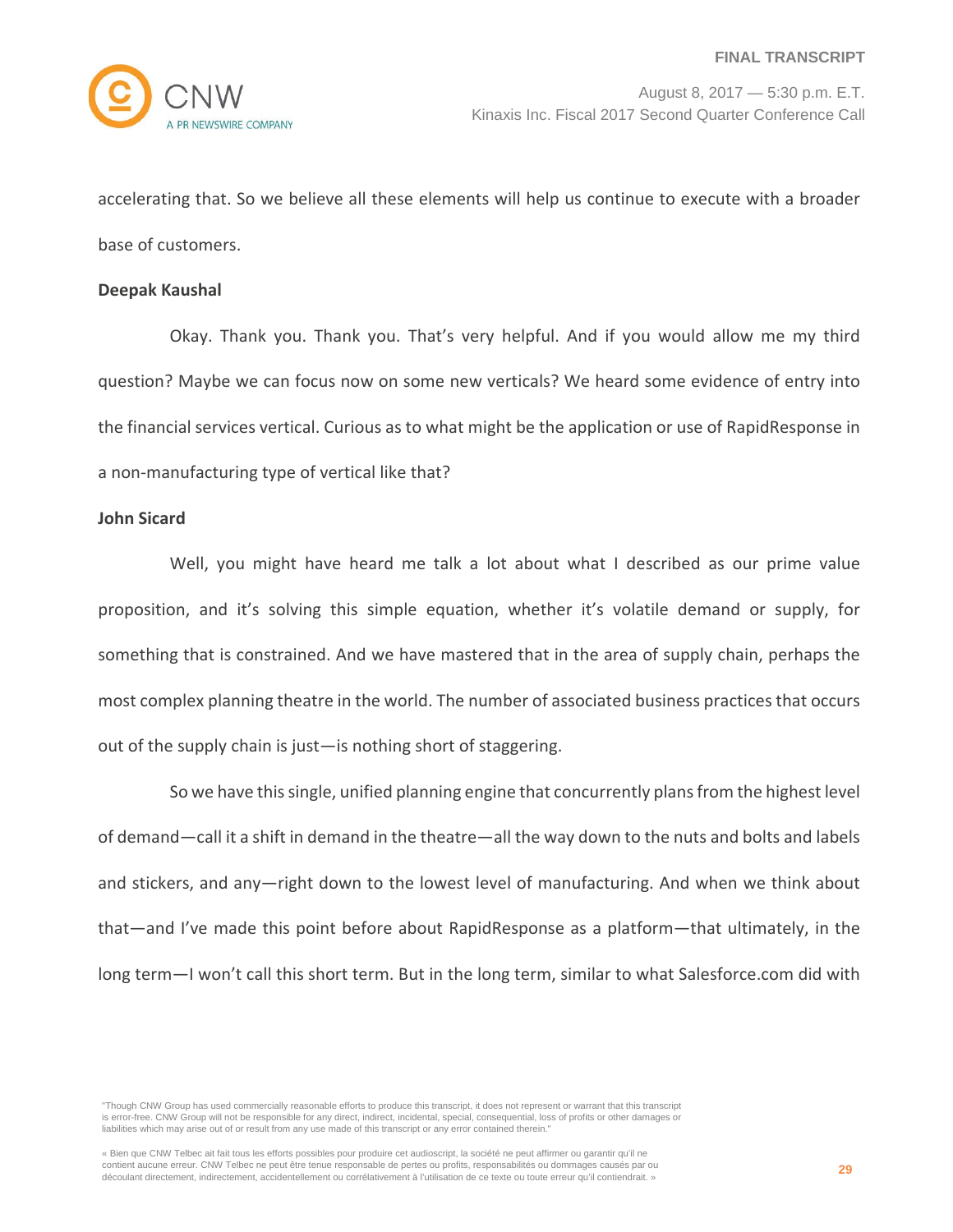accelerating that. So we believe all these elements will help us continue to execute with a broader base of customers.

**Deepak Kaushal**

Okay. Thank you. Thank you. That's very helpful. And if you would allow me my third question? Maybe we can focus now on some new verticals? We heard some evidence of entry into the financial services vertical. Curious as to what might be the application or use of RapidResponse in a non-manufacturing type of vertical like that?

**John Sicard**

Well, you might have heard me talk a lot about what I described as our prime value proposition, and it's solving this simple equation, whether it's volatile demand or supply, for something that is constrained. And we have mastered that in the area of supply chain, perhaps the most complex planning theatre in the world. The number of associated business practices that occurs out of the supply chain is just—is nothing short of staggering.

So we have this single, unified planning engine that concurrently plans from the highest level of demand—call it a shift in demand in the theatre—all the way down to the nuts and bolts and labels and stickers, and any—right down to the lowest level of manufacturing. And when we think about that—and I've made this point before about RapidResponse as a platform—that ultimately, in the long term—I won't call this short term. But in the long term, similar to what Salesforce.com did with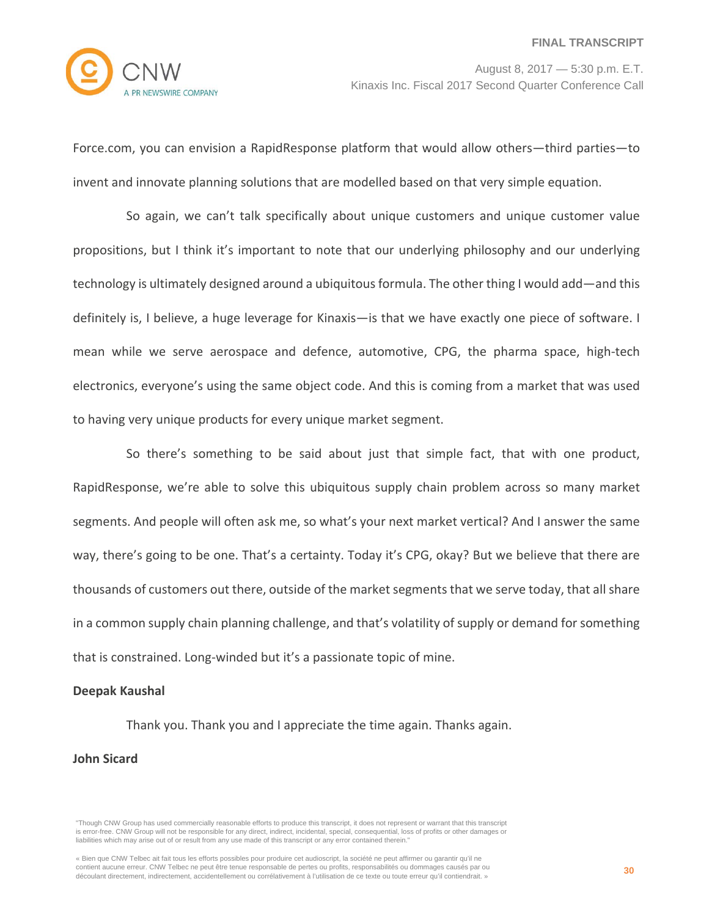Force.com, you can envision a RapidResponse platform that would allow others—third parties—to invent and innovate planning solutions that are modelled based on that very simple equation.

So again, we can't talk specifically about unique customers and unique customer value propositions, but I think it's important to note that our underlying philosophy and our underlying technology is ultimately designed around a ubiquitous formula. The other thing I would add—and this definitely is, I believe, a huge leverage for Kinaxis—is that we have exactly one piece of software. I mean while we serve aerospace and defence, automotive, CPG, the pharma space, high-tech electronics, everyone's using the same object code. And this is coming from a market that was used to having very unique products for every unique market segment.

So there's something to be said about just that simple fact, that with one product, RapidResponse, we're able to solve this ubiquitous supply chain problem across so many market segments. And people will often ask me, so what's your next market vertical? And I answer the same way, there's going to be one. That's a certainty. Today it's CPG, okay? But we believe that there are thousands of customers out there, outside of the market segments that we serve today, that all share in a common supply chain planning challenge, and that's volatility of supply or demand for something that is constrained. Long-winded but it's a passionate topic of mine.

**Deepak Kaushal**

Thank you. Thank you and I appreciate the time again. Thanks again.

**John Sicard**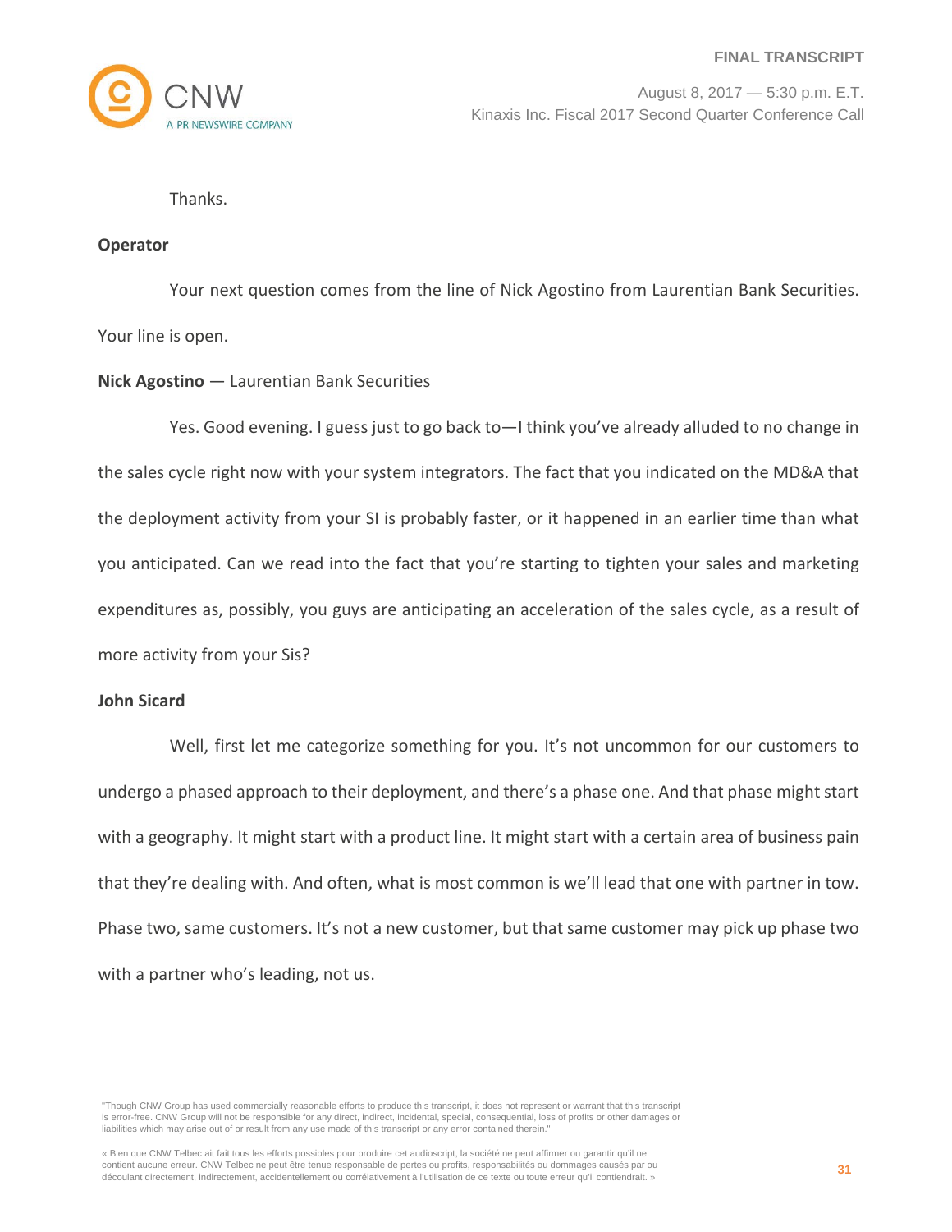Thanks.

**Operator**

Your next question comes from the line of Nick Agostino from Laurentian Bank Securities. Your line is open.

**Nick Agostino** — Laurentian Bank Securities

Yes. Good evening. I guess just to go back to—I think you've already alluded to no change in the sales cycle right now with your system integrators. The fact that you indicated on the MD&A that the deployment activity from your SI is probably faster, or it happened in an earlier time than what you anticipated. Can we read into the fact that you're starting to tighten your sales and marketing expenditures as, possibly, you guys are anticipating an acceleration of the sales cycle, as a result of more activity from your Sis?

**John Sicard**

Well, first let me categorize something for you. It's not uncommon for our customers to undergo a phased approach to their deployment, and there's a phase one. And that phase might start with a geography. It might start with a product line. It might start with a certain area of business pain that they're dealing with. And often, what is most common is we'll lead that one with partner in tow. Phase two, same customers. It's not a new customer, but that same customer may pick up phase two with a partner who's leading, not us.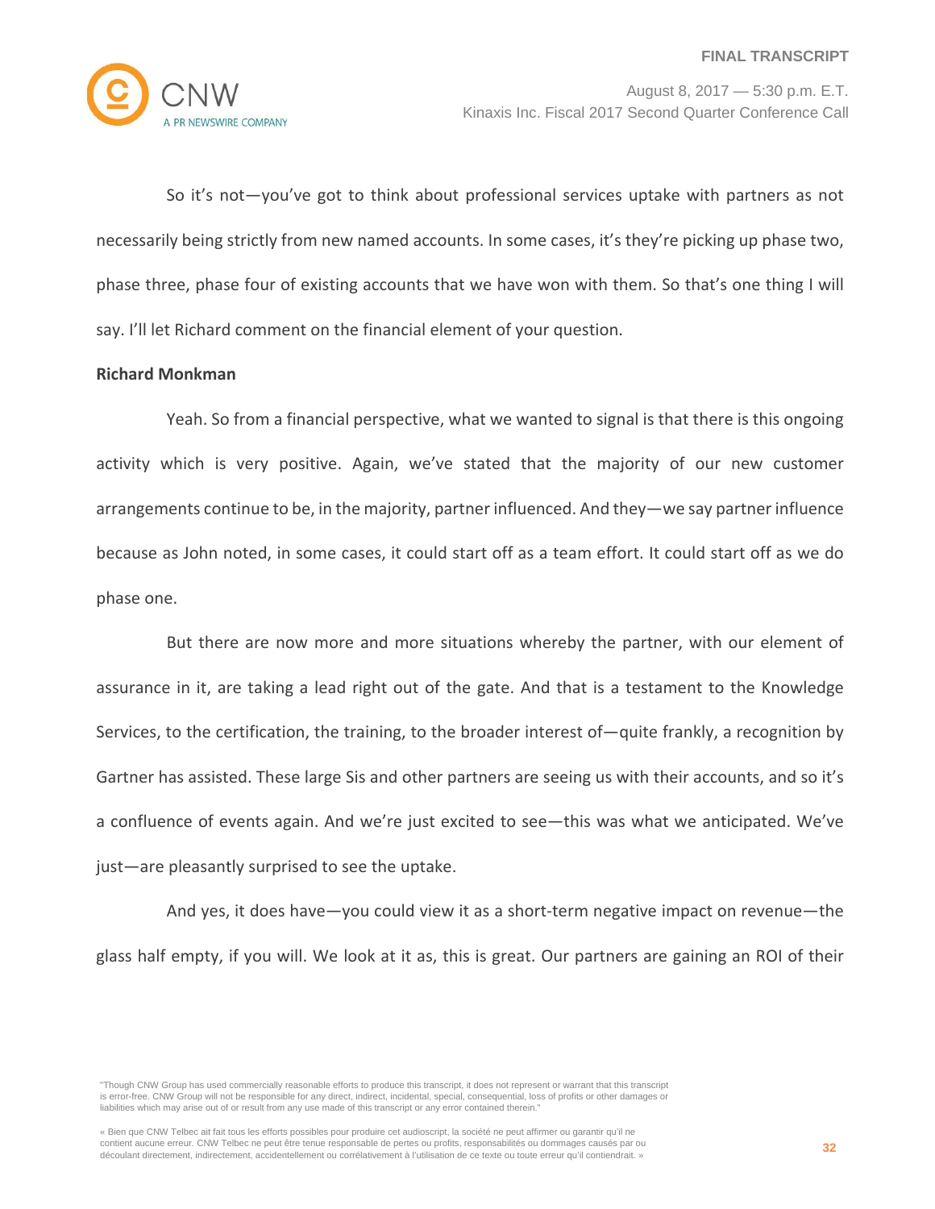So it's not—you've got to think about professional services uptake with partners as not necessarily being strictly from new named accounts. In some cases, it's they're picking up phase two, phase three, phase four of existing accounts that we have won with them. So that's one thing I will say. I'll let Richard comment on the financial element of your question.

**Richard Monkman**

Yeah. So from a financial perspective, what we wanted to signal is that there is this ongoing activity which is very positive. Again, we've stated that the majority of our new customer arrangements continue to be, in the majority, partner influenced. And they—we say partner influence because as John noted, in some cases, it could start off as a team effort. It could start off as we do phase one.

But there are now more and more situations whereby the partner, with our element of assurance in it, are taking a lead right out of the gate. And that is a testament to the Knowledge Services, to the certification, the training, to the broader interest of—quite frankly, a recognition by Gartner has assisted. These large Sis and other partners are seeing us with their accounts, and so it's a confluence of events again. And we're just excited to see—this was what we anticipated. We've just—are pleasantly surprised to see the uptake.

And yes, it does have—you could view it as a short-term negative impact on revenue—the glass half empty, if you will. We look at it as, this is great. Our partners are gaining an ROI of their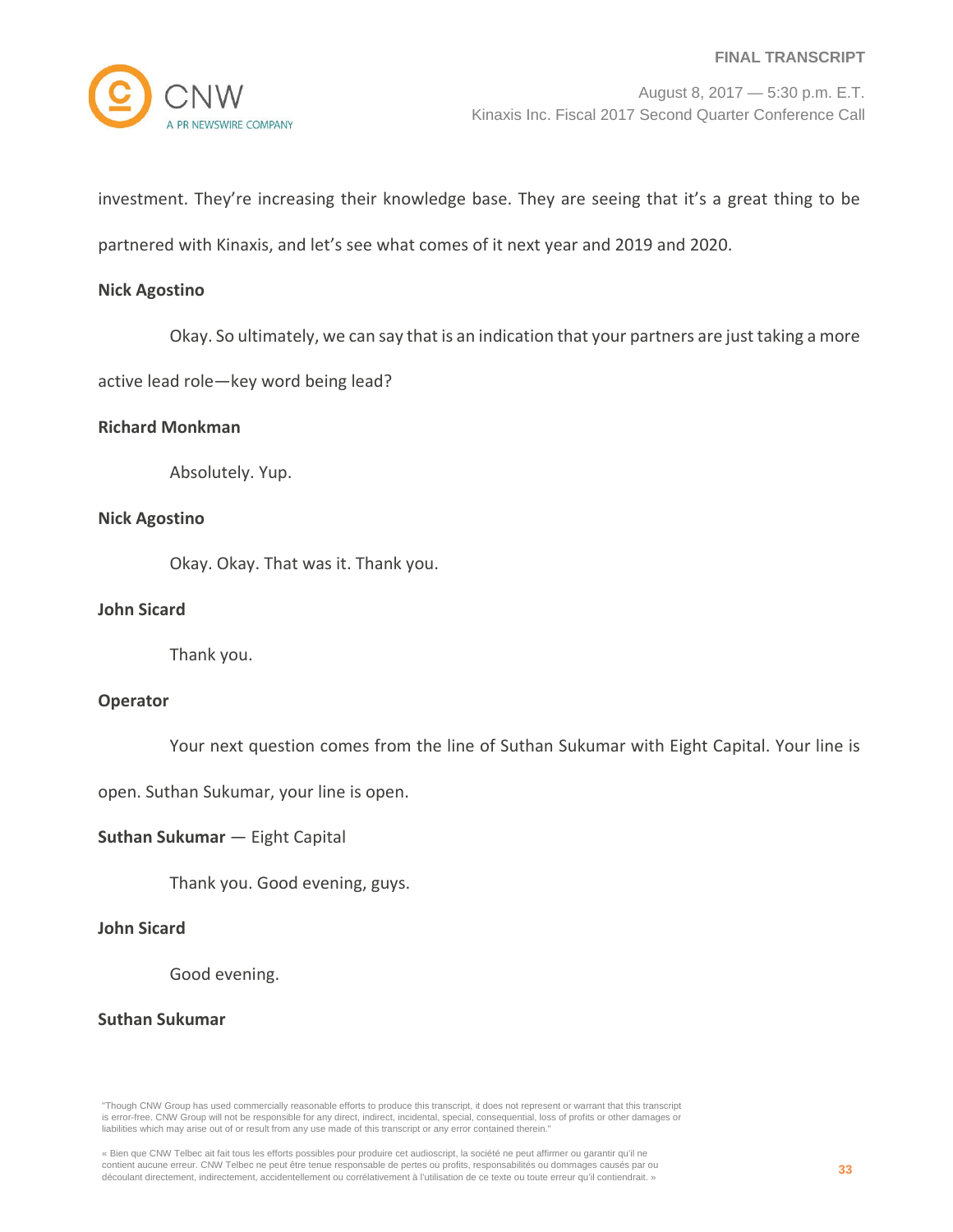investment. They're increasing their knowledge base. They are seeing that it's a great thing to be partnered with Kinaxis, and let's see what comes of it next year and 2019 and 2020.

**Nick Agostino**

Okay. So ultimately, we can say that is an indication that your partners are just taking a more active lead role—key word being lead?

**Richard Monkman**

Absolutely. Yup.

**Nick Agostino**

Okay. Okay. That was it. Thank you.

**John Sicard**

Thank you.

**Operator**

Your next question comes from the line of Suthan Sukumar with Eight Capital. Your line is open. Suthan Sukumar, your line is open.

**Suthan Sukumar** — Eight Capital

Thank you. Good evening, guys.

**John Sicard**

Good evening.

**Suthan Sukumar**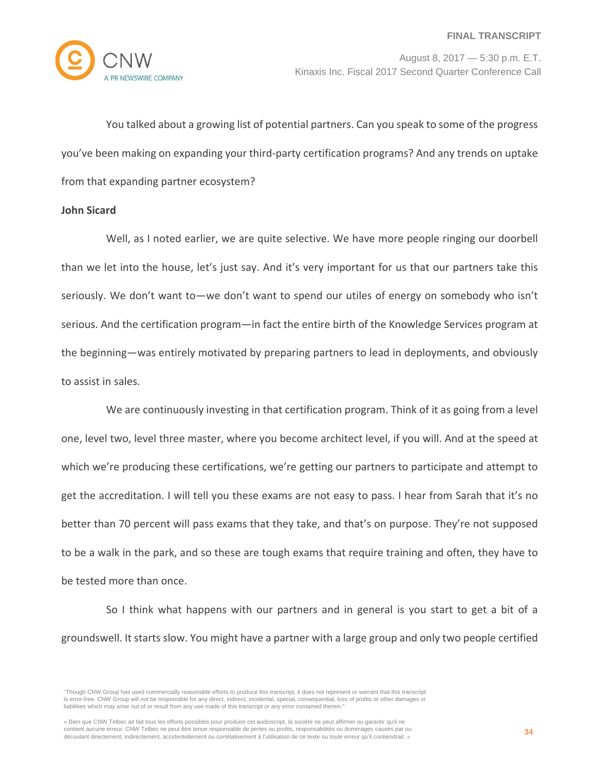You talked about a growing list of potential partners. Can you speak to some of the progress you've been making on expanding your third-party certification programs? And any trends on uptake from that expanding partner ecosystem?

**John Sicard**

Well, as I noted earlier, we are quite selective. We have more people ringing our doorbell than we let into the house, let's just say. And it's very important for us that our partners take this seriously. We don't want to—we don't want to spend our utiles of energy on somebody who isn't serious. And the certification program—in fact the entire birth of the Knowledge Services program at the beginning—was entirely motivated by preparing partners to lead in deployments, and obviously to assist in sales.

We are continuously investing in that certification program. Think of it as going from a level one, level two, level three master, where you become architect level, if you will. And at the speed at which we're producing these certifications, we're getting our partners to participate and attempt to get the accreditation. I will tell you these exams are not easy to pass. I hear from Sarah that it's no better than 70 percent will pass exams that they take, and that's on purpose. They're not supposed to be a walk in the park, and so these are tough exams that require training and often, they have to be tested more than once.

So I think what happens with our partners and in general is you start to get a bit of a groundswell. It starts slow. You might have a partner with a large group and only two people certified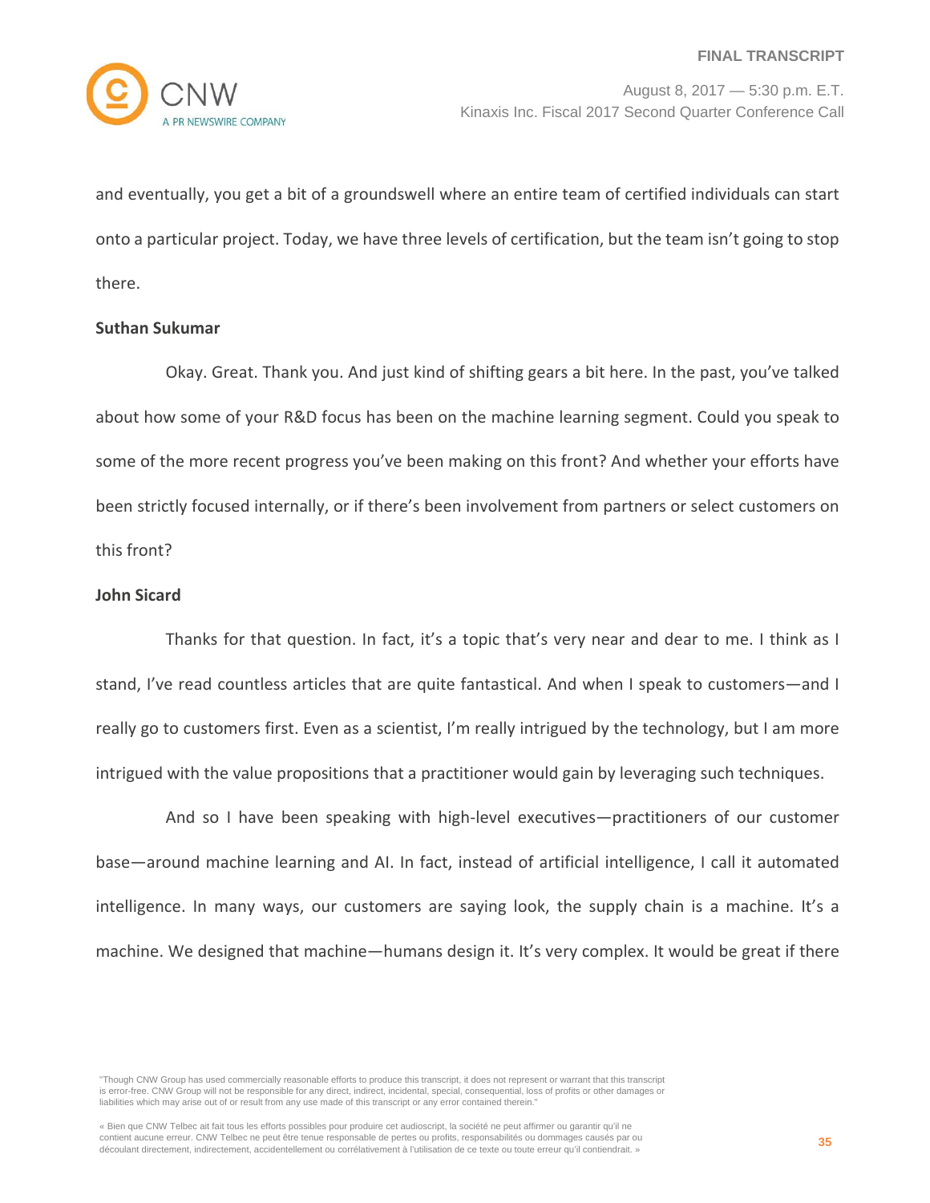and eventually, you get a bit of a groundswell where an entire team of certified individuals can start onto a particular project. Today, we have three levels of certification, but the team isn't going to stop there.

**Suthan Sukumar**

Okay. Great. Thank you. And just kind of shifting gears a bit here. In the past, you've talked about how some of your R&D focus has been on the machine learning segment. Could you speak to some of the more recent progress you've been making on this front? And whether your efforts have been strictly focused internally, or if there's been involvement from partners or select customers on this front?

**John Sicard**

Thanks for that question. In fact, it's a topic that's very near and dear to me. I think as I stand, I've read countless articles that are quite fantastical. And when I speak to customers—and I really go to customers first. Even as a scientist, I'm really intrigued by the technology, but I am more intrigued with the value propositions that a practitioner would gain by leveraging such techniques.

And so I have been speaking with high-level executives—practitioners of our customer base—around machine learning and AI. In fact, instead of artificial intelligence, I call it automated intelligence. In many ways, our customers are saying look, the supply chain is a machine. It's a machine. We designed that machine—humans design it. It's very complex. It would be great if there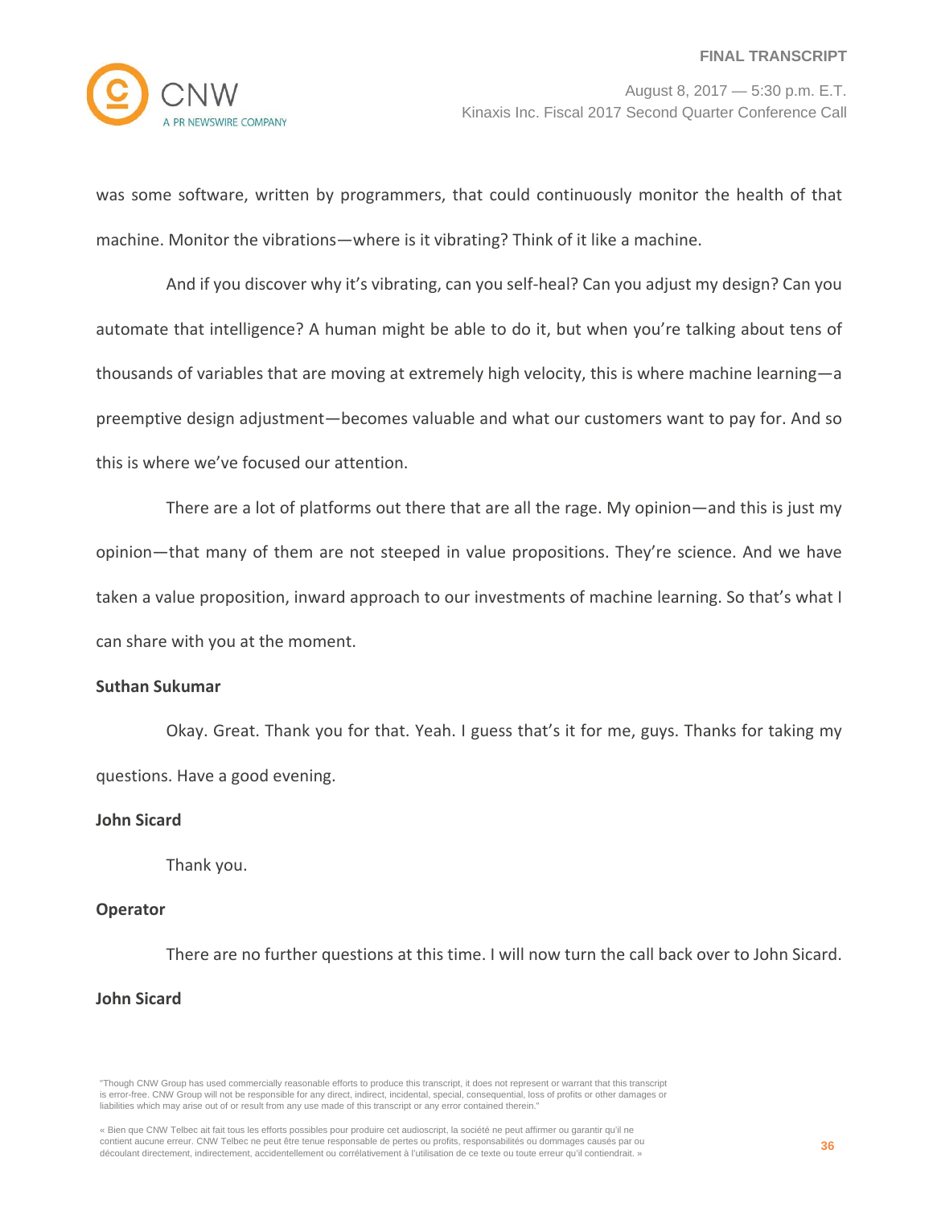was some software, written by programmers, that could continuously monitor the health of that machine. Monitor the vibrations—where is it vibrating? Think of it like a machine.

And if you discover why it's vibrating, can you self-heal? Can you adjust my design? Can you automate that intelligence? A human might be able to do it, but when you're talking about tens of thousands of variables that are moving at extremely high velocity, this is where machine learning—a preemptive design adjustment—becomes valuable and what our customers want to pay for. And so this is where we've focused our attention.

There are a lot of platforms out there that are all the rage. My opinion—and this is just my opinion—that many of them are not steeped in value propositions. They're science. And we have taken a value proposition, inward approach to our investments of machine learning. So that's what I can share with you at the moment.

**Suthan Sukumar**

Okay. Great. Thank you for that. Yeah. I guess that's it for me, guys. Thanks for taking my questions. Have a good evening.

**John Sicard**

Thank you.

**Operator**

There are no further questions at this time. I will now turn the call back over to John Sicard.

**John Sicard**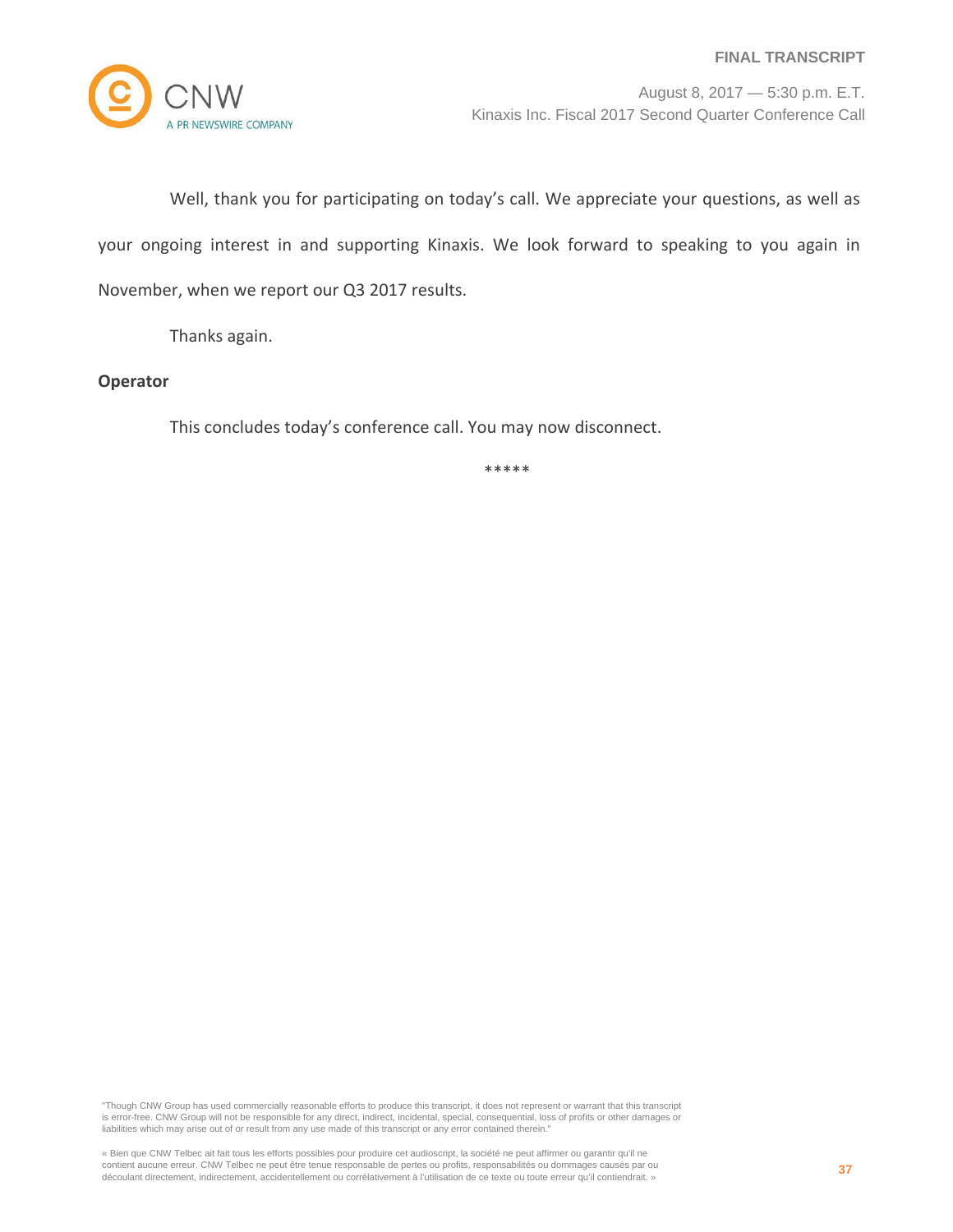Well, thank you for participating on today's call. We appreciate your questions, as well as your ongoing interest in and supporting Kinaxis. We look forward to speaking to you again in November, when we report our Q3 2017 results.

Thanks again.

**Operator**

This concludes today's conference call. You may now disconnect.

*****